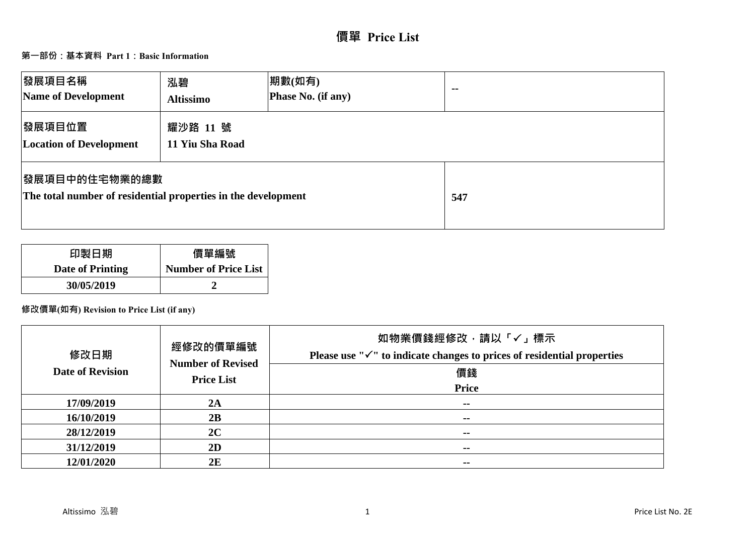# 價單 Price List

**第一部份：基本資料 Part 1：Basic Information**

| 發展項目名稱<br>Name of Development | 泓碧<br>Altissimo | 期數(如有)<br>Phase No. (if any) | -- |
|---|---|---|---|
| 發展項目位置<br>Location of Development | 耀沙路 11 號<br>11 Yiu Sha Road | | |
| 發展項目中的住宅物業的總數<br>The total number of residential properties in the development | | | 547 |

| 印製日期<br>Date of Printing | 價單編號<br>Number of Price List |
|---|---|
| 30/05/2019 | 2 |

**修改價單(如有) Revision to Price List (if any)**

| 修改日期<br>Date of Revision | 經修改的價單編號<br>Number of Revised Price List | 如物業價錢經修改，請以「✓」標示<br>Please use "✓" to indicate changes to prices of residential properties |
|---|---|---|
| | | 價錢<br>Price |
| 17/09/2019 | 2A | -- |
| 16/10/2019 | 2B | -- |
| 28/12/2019 | 2C | -- |
| 31/12/2019 | 2D | -- |
| 12/01/2020 | 2E | -- |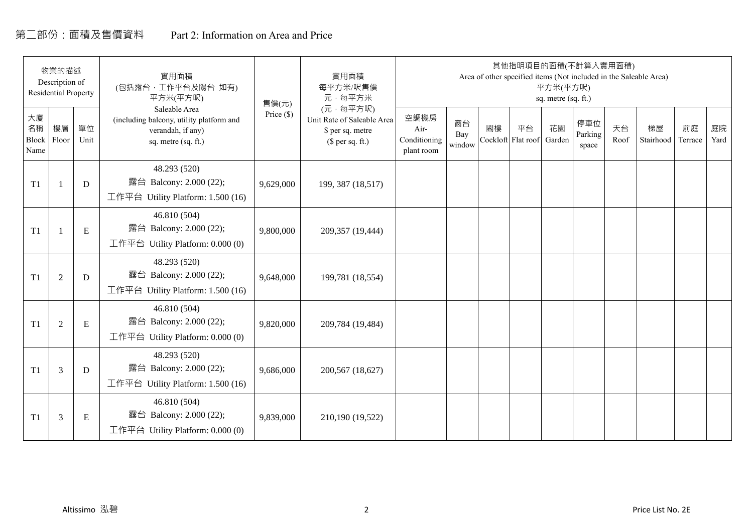# 第二部份：面積及售價資料 Part 2: Information on Area and Price

| 物業的描述 Description of Residential Property | | | 實用面積 (包括露台，工作平台及陽台 如有) 平方米(平方呎) Saleable Area (including balcony, utility platform and verandah, if any) sq. metre (sq. ft.) | 售價(元) Price ($) | 實用面積 每平方米/呎售價 元，每平方米 (元，每平方呎) Unit Rate of Saleable Area $ per sq. metre ($ per sq. ft.) | 其他指明項目的面積(不計算入實用面積) Area of other specified items (Not included in the Saleable Area) 平方米(平方呎) sq. metre (sq. ft.) | | | | | | | | | |
|---|---|---|---|---|---|---|---|---|---|---|---|---|---|---|---|
| 大廈名稱 Block Name | 樓層 Floor | 單位 Unit | | | | 空調機房 Air-Conditioning plant room | 窗台 Bay window | 閣樓 Cockloft | 平台 Flat roof | 花園 Garden | 停車位 Parking space | 天台 Roof | 梯屋 Stairhood | 前庭 Terrace | 庭院 Yard |
| T1 | 1 | D | 48.293 (520) 露台 Balcony: 2.000 (22); 工作平台 Utility Platform: 1.500 (16) | 9,629,000 | 199, 387 (18,517) | | | | | | | | | | |
| T1 | 1 | E | 46.810 (504) 露台 Balcony: 2.000 (22); 工作平台 Utility Platform: 0.000 (0) | 9,800,000 | 209,357 (19,444) | | | | | | | | | | |
| T1 | 2 | D | 48.293 (520) 露台 Balcony: 2.000 (22); 工作平台 Utility Platform: 1.500 (16) | 9,648,000 | 199,781 (18,554) | | | | | | | | | | |
| T1 | 2 | E | 46.810 (504) 露台 Balcony: 2.000 (22); 工作平台 Utility Platform: 0.000 (0) | 9,820,000 | 209,784 (19,484) | | | | | | | | | | |
| T1 | 3 | D | 48.293 (520) 露台 Balcony: 2.000 (22); 工作平台 Utility Platform: 1.500 (16) | 9,686,000 | 200,567 (18,627) | | | | | | | | | | |
| T1 | 3 | E | 46.810 (504) 露台 Balcony: 2.000 (22); 工作平台 Utility Platform: 0.000 (0) | 9,839,000 | 210,190 (19,522) | | | | | | | | | | |

Altissimo 泓碧 Price List No. 2E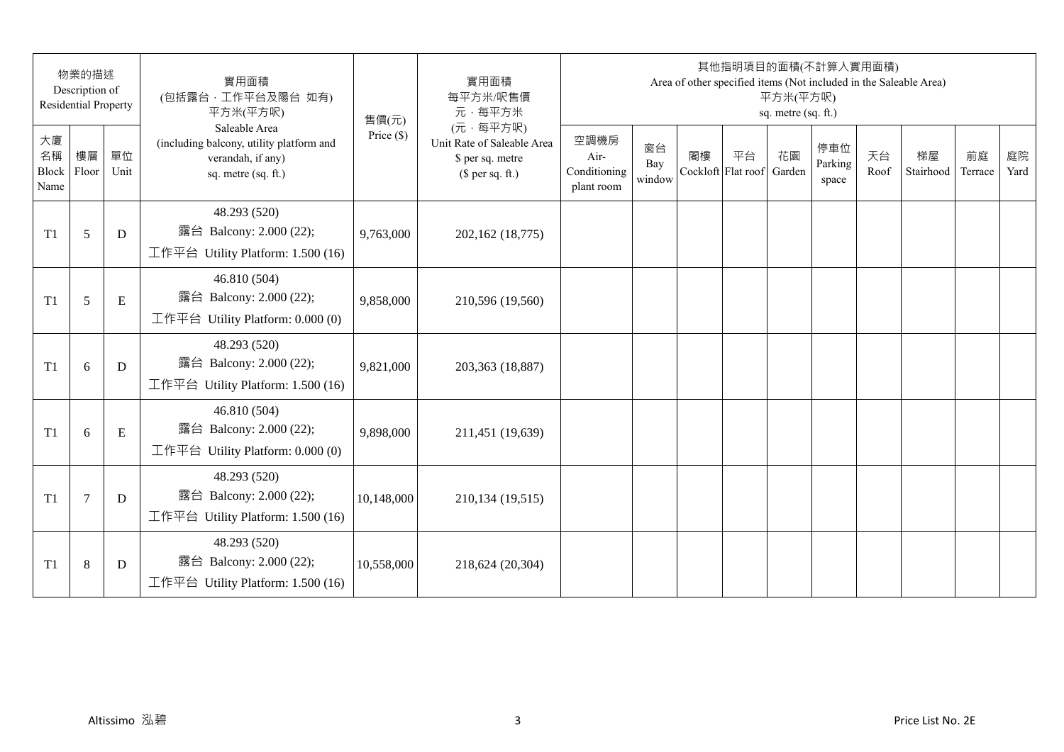| 物業的描述 Description of Residential Property | | | 實用面積 (包括露台，工作平台及陽台 如有) 平方米(平方呎) Saleable Area (including balcony, utility platform and verandah, if any) sq. metre (sq. ft.) | 售價(元) Price ($) | 實用面積 每平方米/呎售價 元，每平方米 (元，每平方呎) Unit Rate of Saleable Area $ per sq. metre ($ per sq. ft.) | 其他指明項目的面積(不計算入實用面積) Area of other specified items (Not included in the Saleable Area) 平方米(平方呎) sq. metre (sq. ft.) | | | | | | | | | |
|---|---|---|---|---|---|---|---|---|---|---|---|---|---|---|---|
| 大廈名稱 Block Name | 樓層 Floor | 單位 Unit | | | | 空調機房 Air-Conditioning plant room | 窗台 Bay window | 閣樓 Cockloft | 平台 Flat roof | 花園 Garden | 停車位 Parking space | 天台 Roof | 梯屋 Stairhood | 前庭 Terrace | 庭院 Yard |
| T1 | 5 | D | 48.293 (520) 露台 Balcony: 2.000 (22); 工作平台 Utility Platform: 1.500 (16) | 9,763,000 | 202,162 (18,775) | | | | | | | | | | |
| T1 | 5 | E | 46.810 (504) 露台 Balcony: 2.000 (22); 工作平台 Utility Platform: 0.000 (0) | 9,858,000 | 210,596 (19,560) | | | | | | | | | | |
| T1 | 6 | D | 48.293 (520) 露台 Balcony: 2.000 (22); 工作平台 Utility Platform: 1.500 (16) | 9,821,000 | 203,363 (18,887) | | | | | | | | | | |
| T1 | 6 | E | 46.810 (504) 露台 Balcony: 2.000 (22); 工作平台 Utility Platform: 0.000 (0) | 9,898,000 | 211,451 (19,639) | | | | | | | | | | |
| T1 | 7 | D | 48.293 (520) 露台 Balcony: 2.000 (22); 工作平台 Utility Platform: 1.500 (16) | 10,148,000 | 210,134 (19,515) | | | | | | | | | | |
| T1 | 8 | D | 48.293 (520) 露台 Balcony: 2.000 (22); 工作平台 Utility Platform: 1.500 (16) | 10,558,000 | 218,624 (20,304) | | | | | | | | | | |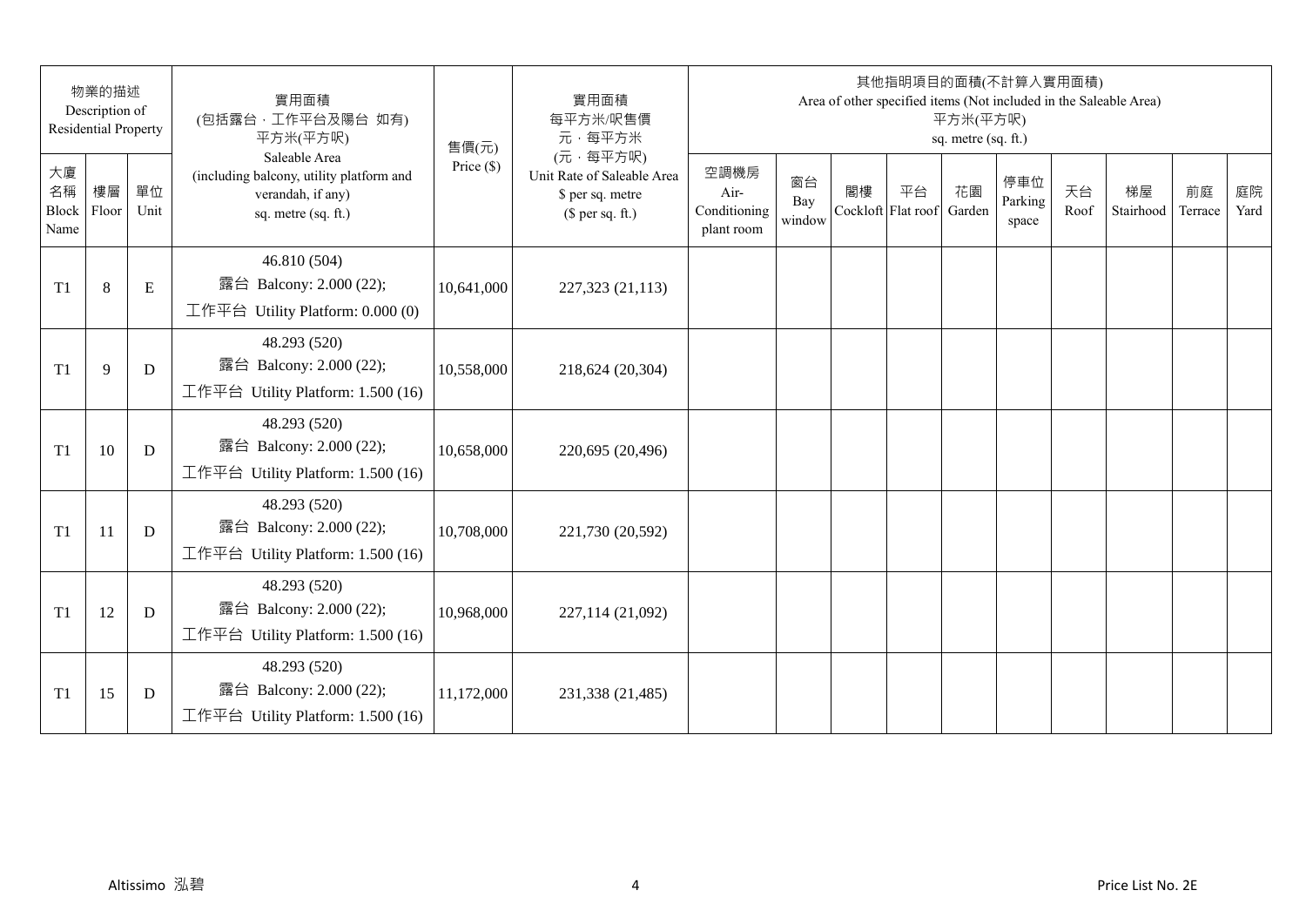| 物業的描述 Description of Residential Property | | | 實用面積 (包括露台，工作平台及陽台 如有) 平方米(平方呎) Saleable Area (including balcony, utility platform and verandah, if any) sq. metre (sq. ft.) | 售價(元) Price ($) | 實用面積 每平方米/呎售價 元，每平方米 (元，每平方呎) Unit Rate of Saleable Area $ per sq. metre ($ per sq. ft.) | 其他指明項目的面積(不計算入實用面積) Area of other specified items (Not included in the Saleable Area) 平方米(平方呎) sq. metre (sq. ft.) | | | | | | | | | |
|---|---|---|---|---|---|---|---|---|---|---|---|---|---|---|---|
| 大廈名稱 Block Name | 樓層 Floor | 單位 Unit | | | | 空調機房 Air-Conditioning plant room | 窗台 Bay window | 閣樓 Cockloft | 平台 Flat roof | 花園 Garden | 停車位 Parking space | 天台 Roof | 梯屋 Stairhood | 前庭 Terrace | 庭院 Yard |
| T1 | 8 | E | 46.810 (504) 露台 Balcony: 2.000 (22); 工作平台 Utility Platform: 0.000 (0) | 10,641,000 | 227,323 (21,113) | | | | | | | | | | |
| T1 | 9 | D | 48.293 (520) 露台 Balcony: 2.000 (22); 工作平台 Utility Platform: 1.500 (16) | 10,558,000 | 218,624 (20,304) | | | | | | | | | | |
| T1 | 10 | D | 48.293 (520) 露台 Balcony: 2.000 (22); 工作平台 Utility Platform: 1.500 (16) | 10,658,000 | 220,695 (20,496) | | | | | | | | | | |
| T1 | 11 | D | 48.293 (520) 露台 Balcony: 2.000 (22); 工作平台 Utility Platform: 1.500 (16) | 10,708,000 | 221,730 (20,592) | | | | | | | | | | |
| T1 | 12 | D | 48.293 (520) 露台 Balcony: 2.000 (22); 工作平台 Utility Platform: 1.500 (16) | 10,968,000 | 227,114 (21,092) | | | | | | | | | | |
| T1 | 15 | D | 48.293 (520) 露台 Balcony: 2.000 (22); 工作平台 Utility Platform: 1.500 (16) | 11,172,000 | 231,338 (21,485) | | | | | | | | | | |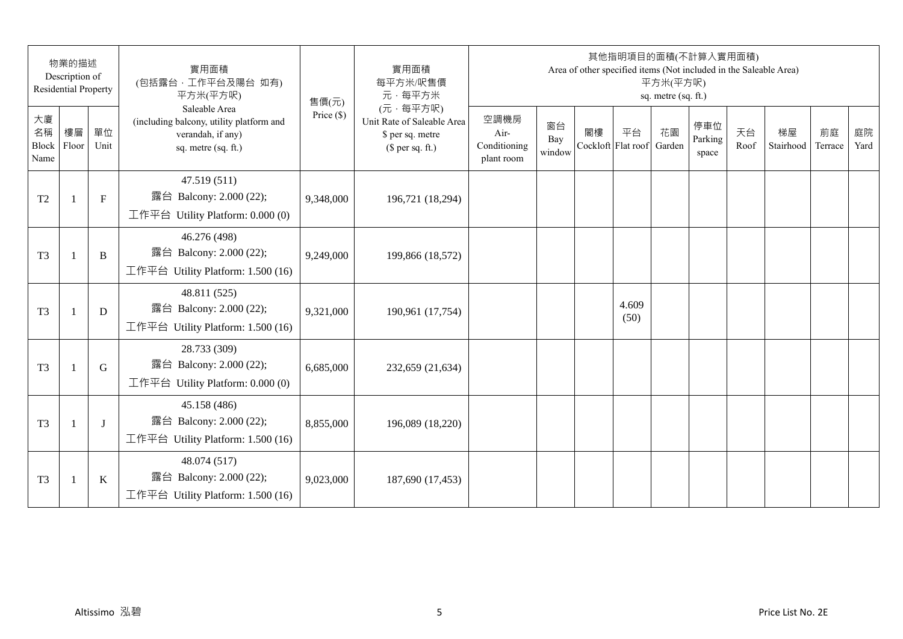| 物業的描述 Description of Residential Property | | | 實用面積 (包括露台．工作平台及陽台 如有) 平方米(平方呎) Saleable Area (including balcony, utility platform and verandah, if any) sq. metre (sq. ft.) | 售價(元) Price ($) | 實用面積 每平方米/呎售價 元．每平方米 (元．每平方呎) Unit Rate of Saleable Area $ per sq. metre ($ per sq. ft.) | 其他指明項目的面積(不計算入實用面積) Area of other specified items (Not included in the Saleable Area) 平方米(平方呎) sq. metre (sq. ft.) | | | | | | | | | |
|---|---|---|---|---|---|---|---|---|---|---|---|---|---|---|---|
| 大廈名稱 Block Name | 樓層 Floor | 單位 Unit | | | | 空調機房 Air-Conditioning plant room | 窗台 Bay window | 閣樓 Cockloft | 平台 Flat roof | 花園 Garden | 停車位 Parking space | 天台 Roof | 梯屋 Stairhood | 前庭 Terrace | 庭院 Yard |
| T2 | 1 | F | 47.519 (511) 露台 Balcony: 2.000 (22); 工作平台 Utility Platform: 0.000 (0) | 9,348,000 | 196,721 (18,294) | | | | | | | | | | |
| T3 | 1 | B | 46.276 (498) 露台 Balcony: 2.000 (22); 工作平台 Utility Platform: 1.500 (16) | 9,249,000 | 199,866 (18,572) | | | | | | | | | | |
| T3 | 1 | D | 48.811 (525) 露台 Balcony: 2.000 (22); 工作平台 Utility Platform: 1.500 (16) | 9,321,000 | 190,961 (17,754) | | | | 4.609 (50) | | | | | | |
| T3 | 1 | G | 28.733 (309) 露台 Balcony: 2.000 (22); 工作平台 Utility Platform: 0.000 (0) | 6,685,000 | 232,659 (21,634) | | | | | | | | | | |
| T3 | 1 | J | 45.158 (486) 露台 Balcony: 2.000 (22); 工作平台 Utility Platform: 1.500 (16) | 8,855,000 | 196,089 (18,220) | | | | | | | | | | |
| T3 | 1 | K | 48.074 (517) 露台 Balcony: 2.000 (22); 工作平台 Utility Platform: 1.500 (16) | 9,023,000 | 187,690 (17,453) | | | | | | | | | | |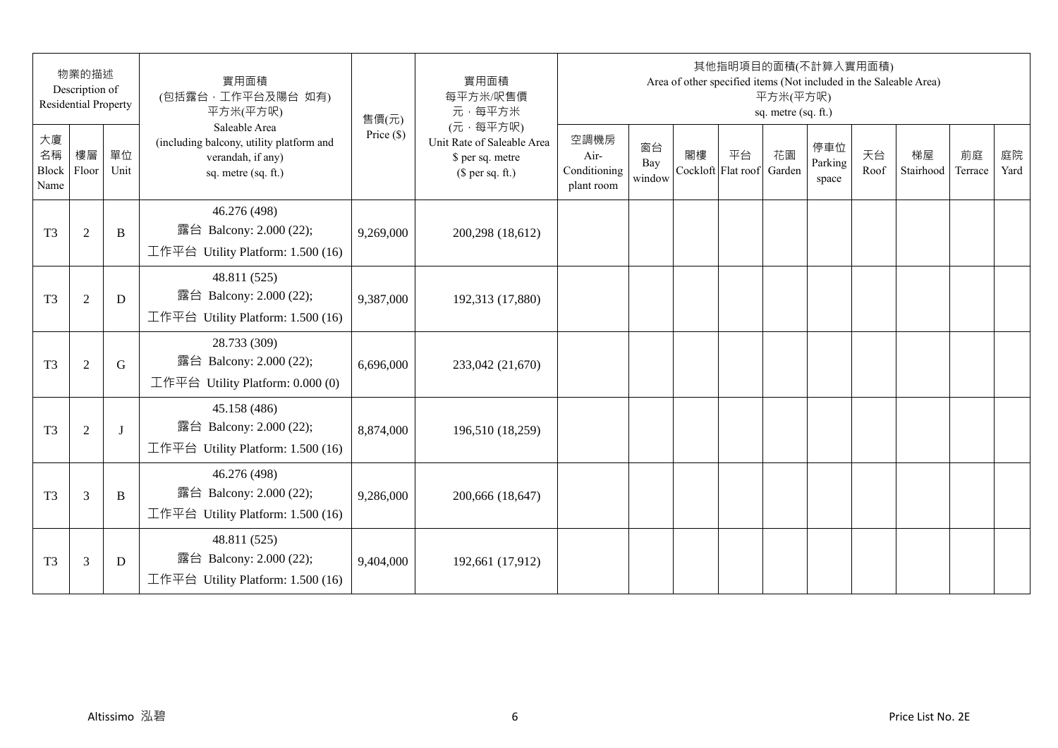| 物業的描述 Description of Residential Property | | | 實用面積 (包括露台，工作平台及陽台 如有) 平方米(平方呎) | 售價(元) | 實用面積 每平方米/呎售價 元，每平方米 (元，每平方呎) | 其他指明項目的面積(不計算入實用面積) Area of other specified items (Not included in the Saleable Area) 平方米(平方呎) sq. metre (sq. ft.) | | | | | | | | | |
|---|---|---|---|---|---|---|---|---|---|---|---|---|---|---|---|
| 大廈名稱 Block Name | 樓層 Floor | 單位 Unit | Saleable Area (including balcony, utility platform and verandah, if any) sq. metre (sq. ft.) | Price ($) | Unit Rate of Saleable Area $ per sq. metre ($ per sq. ft.) | 空調機房 Air-Conditioning plant room | 窗台 Bay window | 閣樓 Cockloft | 平台 Flat roof | 花園 Garden | 停車位 Parking space | 天台 Roof | 梯屋 Stairhood | 前庭 Terrace | 庭院 Yard |
| T3 | 2 | B | 46.276 (498) 露台 Balcony: 2.000 (22); 工作平台 Utility Platform: 1.500 (16) | 9,269,000 | 200,298 (18,612) | | | | | | | | | | |
| T3 | 2 | D | 48.811 (525) 露台 Balcony: 2.000 (22); 工作平台 Utility Platform: 1.500 (16) | 9,387,000 | 192,313 (17,880) | | | | | | | | | | |
| T3 | 2 | G | 28.733 (309) 露台 Balcony: 2.000 (22); 工作平台 Utility Platform: 0.000 (0) | 6,696,000 | 233,042 (21,670) | | | | | | | | | | |
| T3 | 2 | J | 45.158 (486) 露台 Balcony: 2.000 (22); 工作平台 Utility Platform: 1.500 (16) | 8,874,000 | 196,510 (18,259) | | | | | | | | | | |
| T3 | 3 | B | 46.276 (498) 露台 Balcony: 2.000 (22); 工作平台 Utility Platform: 1.500 (16) | 9,286,000 | 200,666 (18,647) | | | | | | | | | | |
| T3 | 3 | D | 48.811 (525) 露台 Balcony: 2.000 (22); 工作平台 Utility Platform: 1.500 (16) | 9,404,000 | 192,661 (17,912) | | | | | | | | | | |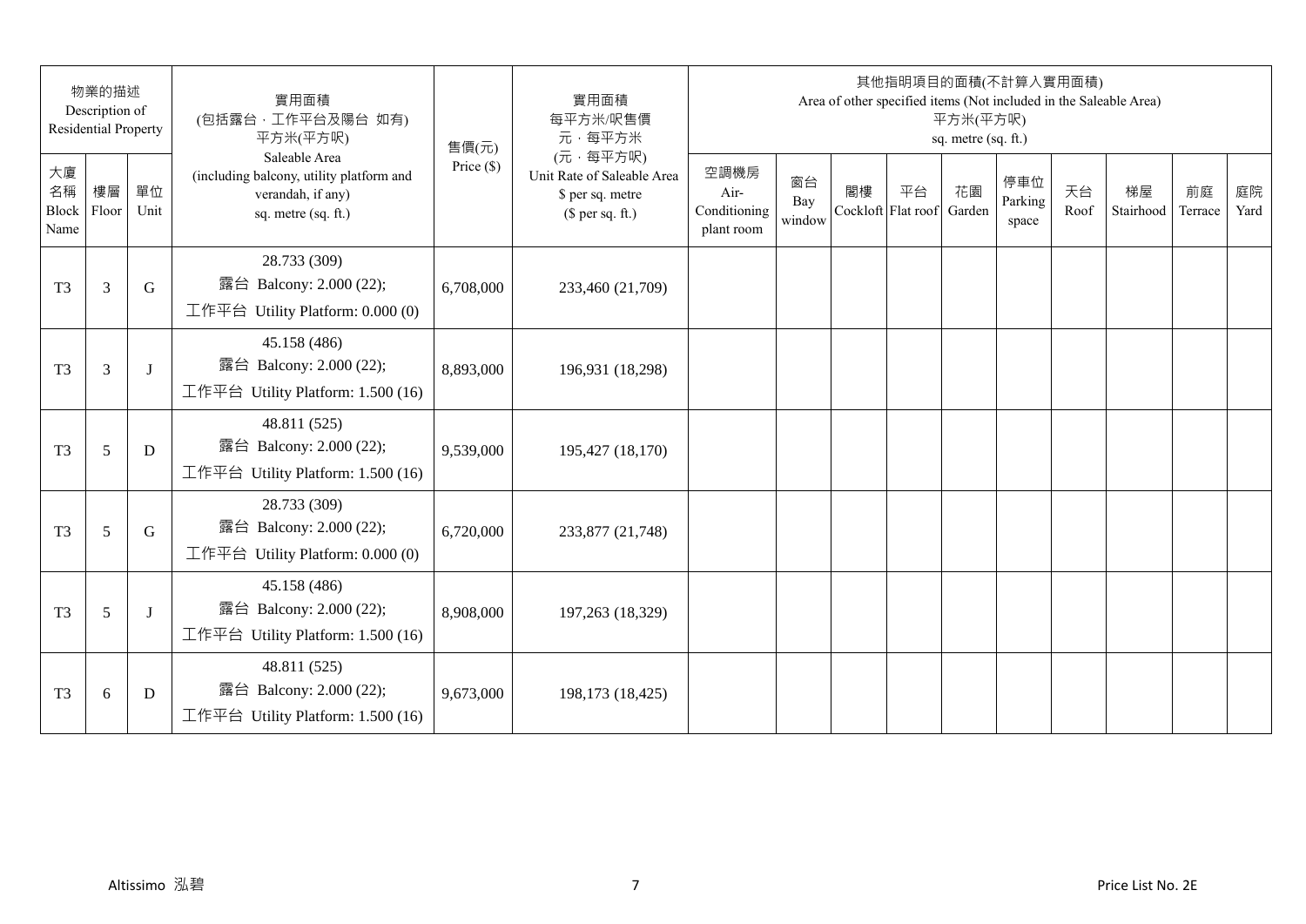| 物業的描述 Description of Residential Property | | | 實用面積 (包括露台，工作平台及陽台 如有) 平方米(平方呎) Saleable Area (including balcony, utility platform and verandah, if any) sq. metre (sq. ft.) | 售價(元) Price ($) | 實用面積 每平方米/呎售價 元，每平方米 (元，每平方呎) Unit Rate of Saleable Area $ per sq. metre ($ per sq. ft.) | 其他指明項目的面積(不計算入實用面積) Area of other specified items (Not included in the Saleable Area) 平方米(平方呎) sq. metre (sq. ft.) | | | | | | | | | |
|---|---|---|---|---|---|---|---|---|---|---|---|---|---|---|---|
| 大廈名稱 Block Name | 樓層 Floor | 單位 Unit | | | | 空調機房 Air-Conditioning plant room | 窗台 Bay window | 閣樓 Cockloft | 平台 Flat roof | 花園 Garden | 停車位 Parking space | 天台 Roof | 梯屋 Stairhood | 前庭 Terrace | 庭院 Yard |
| T3 | 3 | G | 28.733 (309) 露台 Balcony: 2.000 (22); 工作平台 Utility Platform: 0.000 (0) | 6,708,000 | 233,460 (21,709) | | | | | | | | | | |
| T3 | 3 | J | 45.158 (486) 露台 Balcony: 2.000 (22); 工作平台 Utility Platform: 1.500 (16) | 8,893,000 | 196,931 (18,298) | | | | | | | | | | |
| T3 | 5 | D | 48.811 (525) 露台 Balcony: 2.000 (22); 工作平台 Utility Platform: 1.500 (16) | 9,539,000 | 195,427 (18,170) | | | | | | | | | | |
| T3 | 5 | G | 28.733 (309) 露台 Balcony: 2.000 (22); 工作平台 Utility Platform: 0.000 (0) | 6,720,000 | 233,877 (21,748) | | | | | | | | | | |
| T3 | 5 | J | 45.158 (486) 露台 Balcony: 2.000 (22); 工作平台 Utility Platform: 1.500 (16) | 8,908,000 | 197,263 (18,329) | | | | | | | | | | |
| T3 | 6 | D | 48.811 (525) 露台 Balcony: 2.000 (22); 工作平台 Utility Platform: 1.500 (16) | 9,673,000 | 198,173 (18,425) | | | | | | | | | | |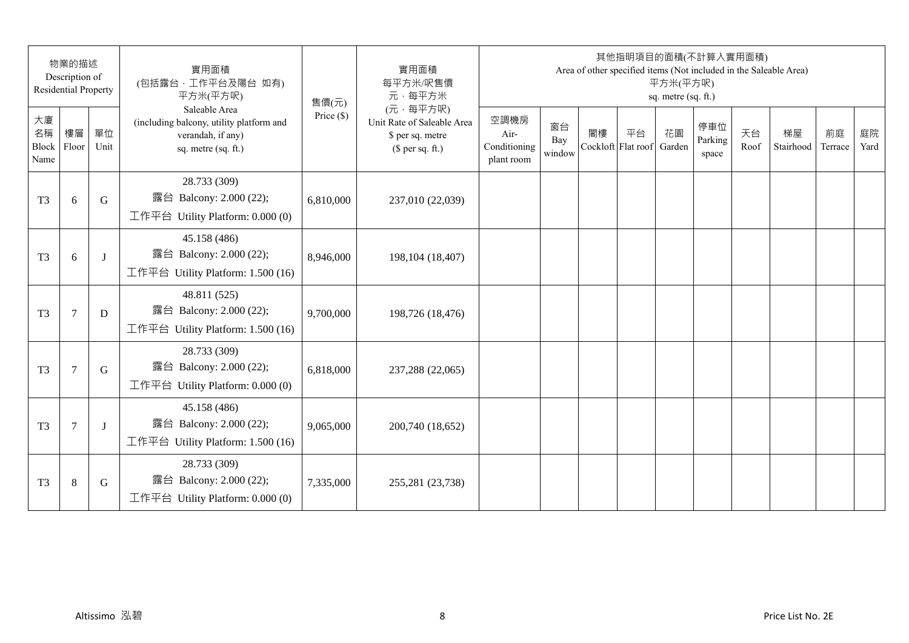| 物業的描述 Description of Residential Property | | | 實用面積 (包括露台．工作平台及陽台 如有) 平方米(平方呎) Saleable Area (including balcony, utility platform and verandah, if any) sq. metre (sq. ft.) | 售價(元) Price ($) | 實用面積 每平方米/呎售價 元．每平方米 (元．每平方呎) Unit Rate of Saleable Area $ per sq. metre ($ per sq. ft.) | 其他指明項目的面積(不計算入實用面積) Area of other specified items (Not included in the Saleable Area) 平方米(平方呎) sq. metre (sq. ft.) | | | | | | | | | |
|---|---|---|---|---|---|---|---|---|---|---|---|---|---|---|---|
| 大廈名稱 Block Name | 樓層 Floor | 單位 Unit | | | | 空調機房 Air-Conditioning plant room | 窗台 Bay window | 閣樓 Cockloft | 平台 Flat roof | 花園 Garden | 停車位 Parking space | 天台 Roof | 梯屋 Stairhood | 前庭 Terrace | 庭院 Yard |
| T3 | 6 | G | 28.733 (309) 露台 Balcony: 2.000 (22); 工作平台 Utility Platform: 0.000 (0) | 6,810,000 | 237,010 (22,039) | | | | | | | | | | |
| T3 | 6 | J | 45.158 (486) 露台 Balcony: 2.000 (22); 工作平台 Utility Platform: 1.500 (16) | 8,946,000 | 198,104 (18,407) | | | | | | | | | | |
| T3 | 7 | D | 48.811 (525) 露台 Balcony: 2.000 (22); 工作平台 Utility Platform: 1.500 (16) | 9,700,000 | 198,726 (18,476) | | | | | | | | | | |
| T3 | 7 | G | 28.733 (309) 露台 Balcony: 2.000 (22); 工作平台 Utility Platform: 0.000 (0) | 6,818,000 | 237,288 (22,065) | | | | | | | | | | |
| T3 | 7 | J | 45.158 (486) 露台 Balcony: 2.000 (22); 工作平台 Utility Platform: 1.500 (16) | 9,065,000 | 200,740 (18,652) | | | | | | | | | | |
| T3 | 8 | G | 28.733 (309) 露台 Balcony: 2.000 (22); 工作平台 Utility Platform: 0.000 (0) | 7,335,000 | 255,281 (23,738) | | | | | | | | | | |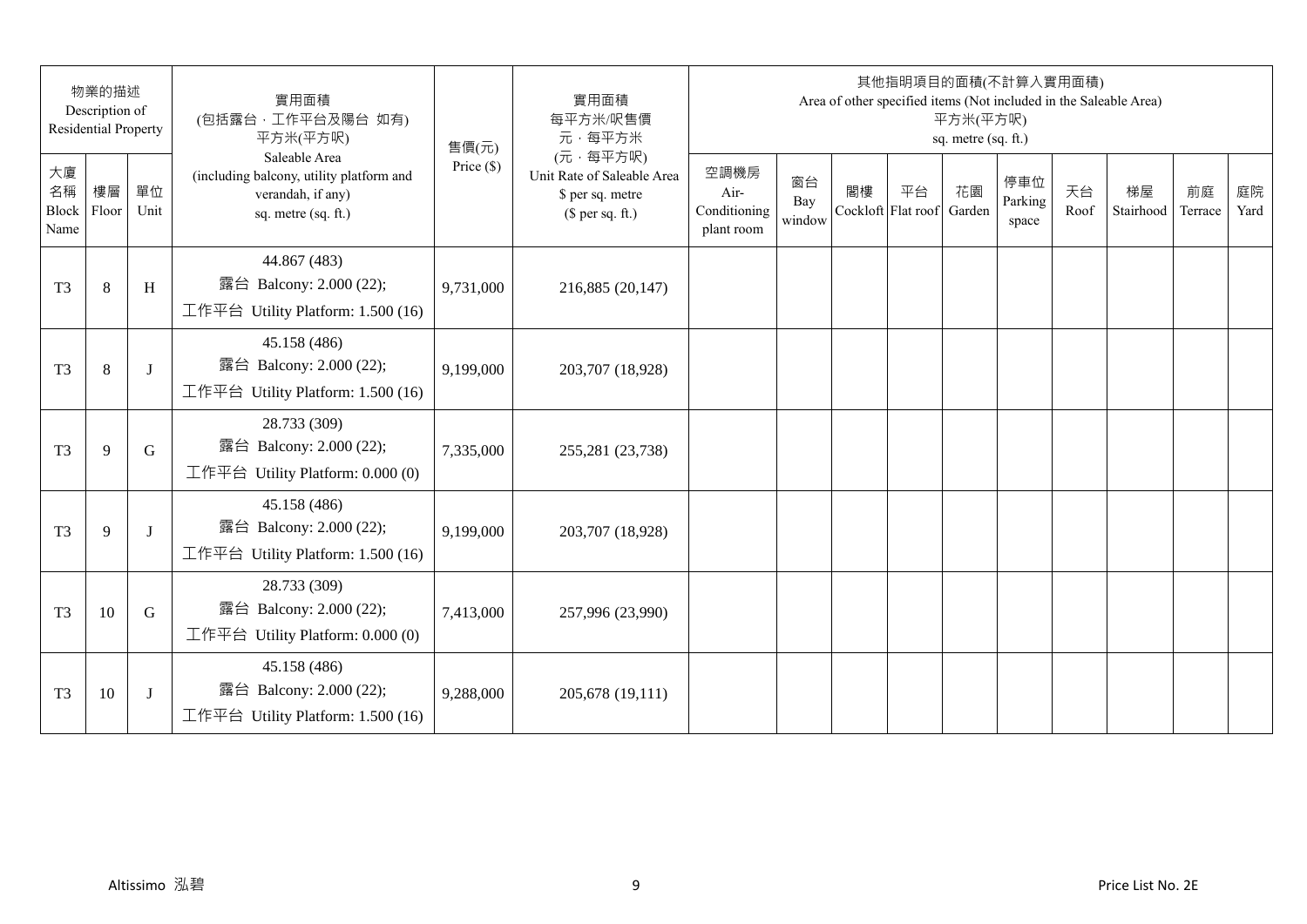| 物業的描述 Description of Residential Property | | | 實用面積 (包括露台，工作平台及陽台 如有) 平方米(平方呎) Saleable Area (including balcony, utility platform and verandah, if any) sq. metre (sq. ft.) | 售價(元) Price ($) | 實用面積 每平方米/呎售價 元，每平方米 (元，每平方呎) Unit Rate of Saleable Area $ per sq. metre ($ per sq. ft.) | 其他指明項目的面積(不計算入實用面積) Area of other specified items (Not included in the Saleable Area) 平方米(平方呎) sq. metre (sq. ft.) | | | | | | | | | |
|---|---|---|---|---|---|---|---|---|---|---|---|---|---|---|---|
| 大廈名稱 Block Name | 樓層 Floor | 單位 Unit | | | | 空調機房 Air-Conditioning plant room | 窗台 Bay window | 閣樓 Cockloft | 平台 Flat roof | 花園 Garden | 停車位 Parking space | 天台 Roof | 梯屋 Stairhood | 前庭 Terrace | 庭院 Yard |
| T3 | 8 | H | 44.867 (483) 露台 Balcony: 2.000 (22); 工作平台 Utility Platform: 1.500 (16) | 9,731,000 | 216,885 (20,147) | | | | | | | | | | |
| T3 | 8 | J | 45.158 (486) 露台 Balcony: 2.000 (22); 工作平台 Utility Platform: 1.500 (16) | 9,199,000 | 203,707 (18,928) | | | | | | | | | | |
| T3 | 9 | G | 28.733 (309) 露台 Balcony: 2.000 (22); 工作平台 Utility Platform: 0.000 (0) | 7,335,000 | 255,281 (23,738) | | | | | | | | | | |
| T3 | 9 | J | 45.158 (486) 露台 Balcony: 2.000 (22); 工作平台 Utility Platform: 1.500 (16) | 9,199,000 | 203,707 (18,928) | | | | | | | | | | |
| T3 | 10 | G | 28.733 (309) 露台 Balcony: 2.000 (22); 工作平台 Utility Platform: 0.000 (0) | 7,413,000 | 257,996 (23,990) | | | | | | | | | | |
| T3 | 10 | J | 45.158 (486) 露台 Balcony: 2.000 (22); 工作平台 Utility Platform: 1.500 (16) | 9,288,000 | 205,678 (19,111) | | | | | | | | | | |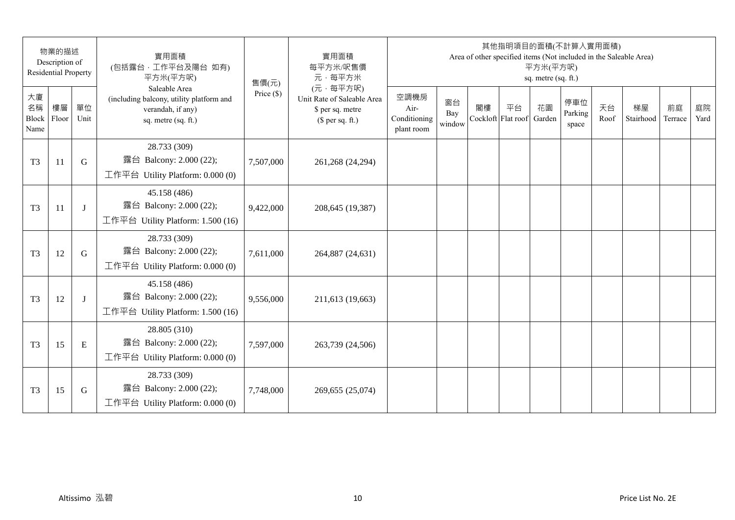| 物業的描述 Description of Residential Property | | | 實用面積 (包括露台．工作平台及陽台 如有) 平方米(平方呎) | 售價(元) | 實用面積 每平方米/呎售價 元．每平方米 | 其他指明項目的面積(不計算入實用面積) Area of other specified items (Not included in the Saleable Area) 平方米(平方呎) sq. metre (sq. ft.) | | | | | | | | | |
|---|---|---|---|---|---|---|---|---|---|---|---|---|---|---|---|
| 大廈名稱 Block Name | 樓層 Floor | 單位 Unit | Saleable Area (including balcony, utility platform and verandah, if any) sq. metre (sq. ft.) | Price ($) | (元．每平方呎) Unit Rate of Saleable Area $ per sq. metre ($ per sq. ft.) | 空調機房 Air-Conditioning plant room | 窗台 Bay window | 閣樓 Cockloft | 平台 Flat roof | 花園 Garden | 停車位 Parking space | 天台 Roof | 梯屋 Stairhood | 前庭 Terrace | 庭院 Yard |
| T3 | 11 | G | 28.733 (309) 露台 Balcony: 2.000 (22); 工作平台 Utility Platform: 0.000 (0) | 7,507,000 | 261,268 (24,294) | | | | | | | | | | |
| T3 | 11 | J | 45.158 (486) 露台 Balcony: 2.000 (22); 工作平台 Utility Platform: 1.500 (16) | 9,422,000 | 208,645 (19,387) | | | | | | | | | | |
| T3 | 12 | G | 28.733 (309) 露台 Balcony: 2.000 (22); 工作平台 Utility Platform: 0.000 (0) | 7,611,000 | 264,887 (24,631) | | | | | | | | | | |
| T3 | 12 | J | 45.158 (486) 露台 Balcony: 2.000 (22); 工作平台 Utility Platform: 1.500 (16) | 9,556,000 | 211,613 (19,663) | | | | | | | | | | |
| T3 | 15 | E | 28.805 (310) 露台 Balcony: 2.000 (22); 工作平台 Utility Platform: 0.000 (0) | 7,597,000 | 263,739 (24,506) | | | | | | | | | | |
| T3 | 15 | G | 28.733 (309) 露台 Balcony: 2.000 (22); 工作平台 Utility Platform: 0.000 (0) | 7,748,000 | 269,655 (25,074) | | | | | | | | | | |

Altissimo 泓碧

Price List No. 2E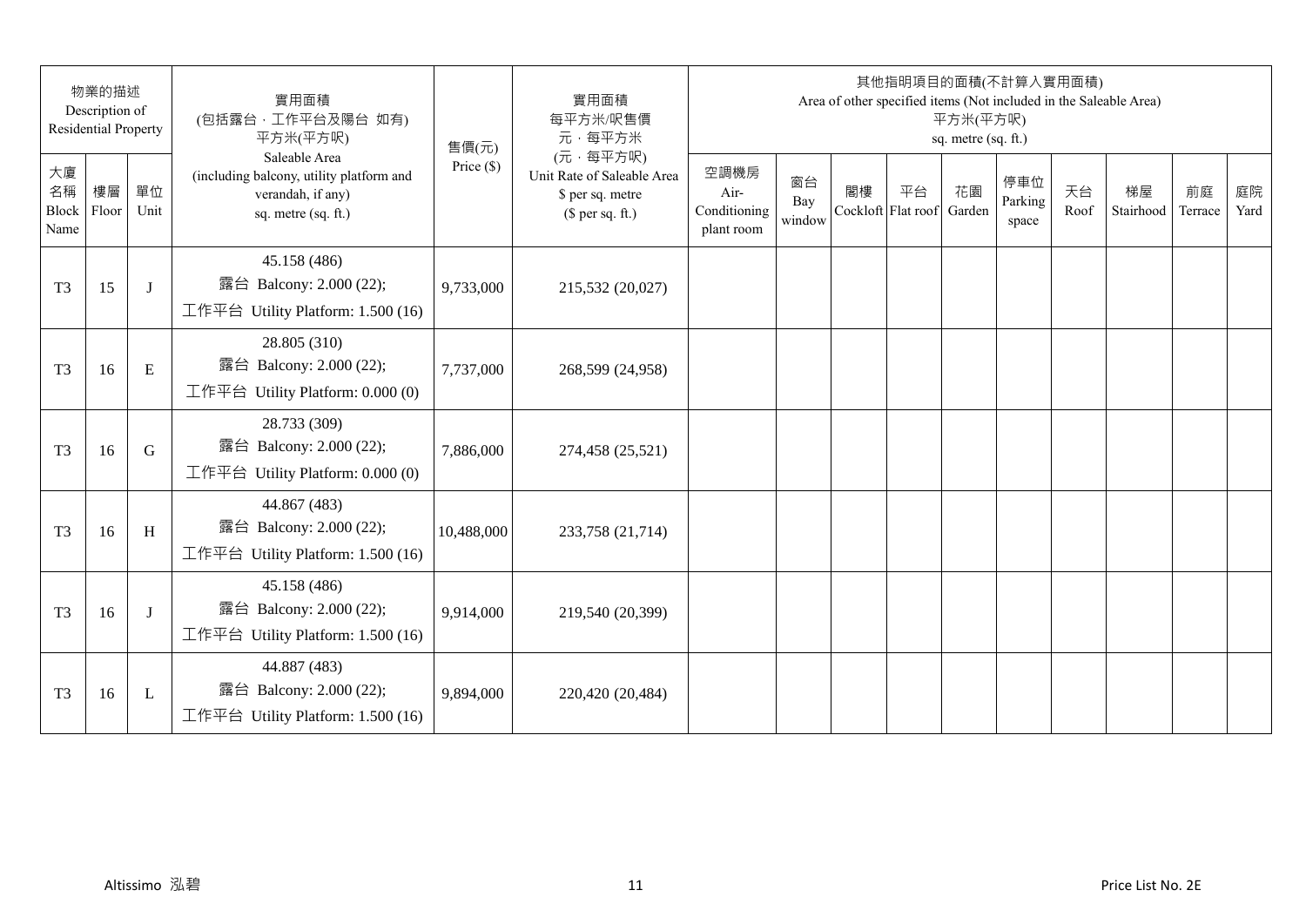| 物業的描述 Description of Residential Property | | | 實用面積 (包括露台，工作平台及陽台 如有) 平方米(平方呎) Saleable Area (including balcony, utility platform and verandah, if any) sq. metre (sq. ft.) | 售價(元) Price ($) | 實用面積 每平方米/呎售價 元，每平方米 (元，每平方呎) Unit Rate of Saleable Area $ per sq. metre ($ per sq. ft.) | 其他指明項目的面積(不計算入實用面積) Area of other specified items (Not included in the Saleable Area) 平方米(平方呎) sq. metre (sq. ft.) | | | | | | | | | |
|---|---|---|---|---|---|---|---|---|---|---|---|---|---|---|---|
| 大廈名稱 Block Name | 樓層 Floor | 單位 Unit | | | | 空調機房 Air-Conditioning plant room | 窗台 Bay window | 閣樓 Cockloft | 平台 Flat roof | 花園 Garden | 停車位 Parking space | 天台 Roof | 梯屋 Stairhood | 前庭 Terrace | 庭院 Yard |
| T3 | 15 | J | 45.158 (486) 露台 Balcony: 2.000 (22); 工作平台 Utility Platform: 1.500 (16) | 9,733,000 | 215,532 (20,027) | | | | | | | | | | |
| T3 | 16 | E | 28.805 (310) 露台 Balcony: 2.000 (22); 工作平台 Utility Platform: 0.000 (0) | 7,737,000 | 268,599 (24,958) | | | | | | | | | | |
| T3 | 16 | G | 28.733 (309) 露台 Balcony: 2.000 (22); 工作平台 Utility Platform: 0.000 (0) | 7,886,000 | 274,458 (25,521) | | | | | | | | | | |
| T3 | 16 | H | 44.867 (483) 露台 Balcony: 2.000 (22); 工作平台 Utility Platform: 1.500 (16) | 10,488,000 | 233,758 (21,714) | | | | | | | | | | |
| T3 | 16 | J | 45.158 (486) 露台 Balcony: 2.000 (22); 工作平台 Utility Platform: 1.500 (16) | 9,914,000 | 219,540 (20,399) | | | | | | | | | | |
| T3 | 16 | L | 44.887 (483) 露台 Balcony: 2.000 (22); 工作平台 Utility Platform: 1.500 (16) | 9,894,000 | 220,420 (20,484) | | | | | | | | | | |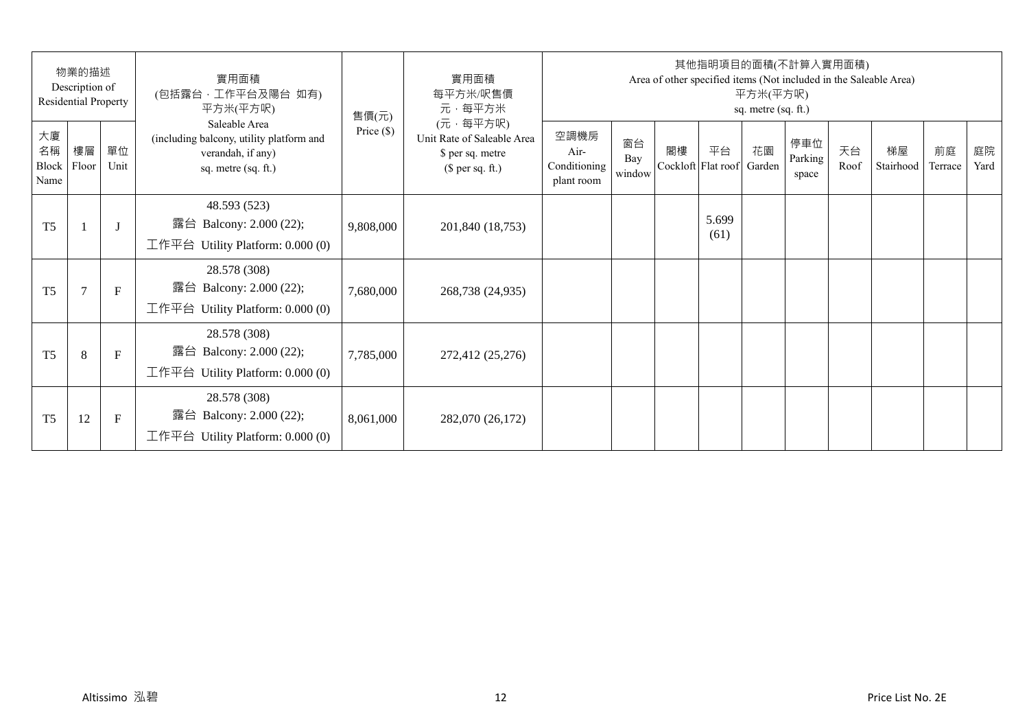| 物業的描述 Description of Residential Property | | | 實用面積 (包括露台，工作平台及陽台 如有) 平方米(平方呎) Saleable Area (including balcony, utility platform and verandah, if any) sq. metre (sq. ft.) | 售價(元) Price ($) | 實用面積 每平方米/呎售價 元，每平方米 (元，每平方呎) Unit Rate of Saleable Area $ per sq. metre ($ per sq. ft.) | 其他指明項目的面積(不計算入實用面積) Area of other specified items (Not included in the Saleable Area) 平方米(平方呎) sq. metre (sq. ft.) | | | | | | | | | |
|---|---|---|---|---|---|---|---|---|---|---|---|---|---|---|---|
| 大廈名稱 Block Name | 樓層 Floor | 單位 Unit | | | | 空調機房 Air-Conditioning plant room | 窗台 Bay window | 閣樓 Cockloft | 平台 Flat roof | 花園 Garden | 停車位 Parking space | 天台 Roof | 梯屋 Stairhood | 前庭 Terrace | 庭院 Yard |
| T5 | 1 | J | 48.593 (523) 露台 Balcony: 2.000 (22); 工作平台 Utility Platform: 0.000 (0) | 9,808,000 | 201,840 (18,753) | | | | 5.699 (61) | | | | | | |
| T5 | 7 | F | 28.578 (308) 露台 Balcony: 2.000 (22); 工作平台 Utility Platform: 0.000 (0) | 7,680,000 | 268,738 (24,935) | | | | | | | | | | |
| T5 | 8 | F | 28.578 (308) 露台 Balcony: 2.000 (22); 工作平台 Utility Platform: 0.000 (0) | 7,785,000 | 272,412 (25,276) | | | | | | | | | | |
| T5 | 12 | F | 28.578 (308) 露台 Balcony: 2.000 (22); 工作平台 Utility Platform: 0.000 (0) | 8,061,000 | 282,070 (26,172) | | | | | | | | | | |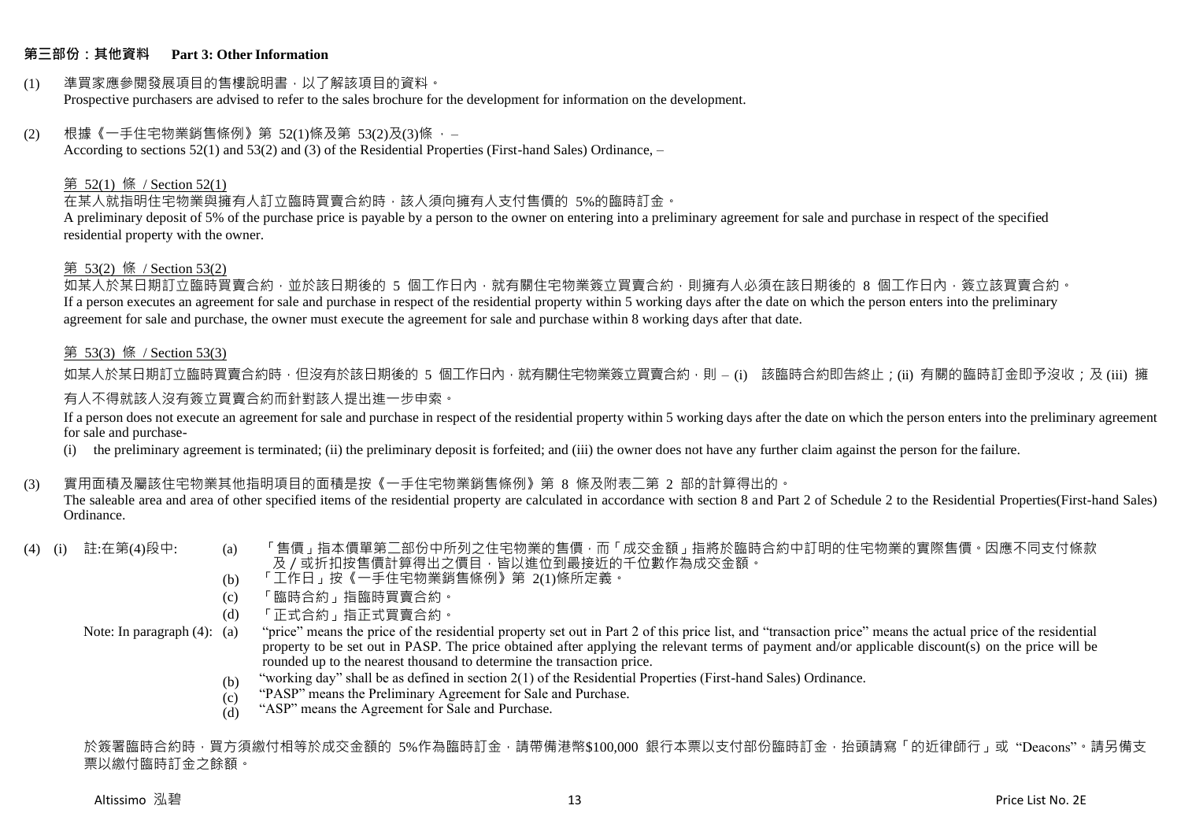## 第三部份：其他資料　Part 3: Other Information

(1) 準買家應參閱發展項目的售樓說明書，以了解該項目的資料。
Prospective purchasers are advised to refer to the sales brochure for the development for information on the development.

(2) 根據《一手住宅物業銷售條例》第 52(1)條及第 53(2)及(3)條 ， –
According to sections 52(1) and 53(2) and (3) of the Residential Properties (First-hand Sales) Ordinance, –

第 52(1) 條 / Section 52(1)

在某人就指明住宅物業與擁有人訂立臨時買賣合約時，該人須向擁有人支付售價的 5%的臨時訂金。
A preliminary deposit of 5% of the purchase price is payable by a person to the owner on entering into a preliminary agreement for sale and purchase in respect of the specified residential property with the owner.

第 53(2) 條 / Section 53(2)

如某人於某日期訂立臨時買賣合約，並於該日期後的 5 個工作日內，就有關住宅物業簽立買賣合約，則擁有人必須在該日期後的 8 個工作日內，簽立該買賣合約。
If a person executes an agreement for sale and purchase in respect of the residential property within 5 working days after the date on which the person enters into the preliminary agreement for sale and purchase, the owner must execute the agreement for sale and purchase within 8 working days after that date.

第 53(3) 條 / Section 53(3)

如某人於某日期訂立臨時買賣合約時，但沒有於該日期後的 5 個工作日內，就有關住宅物業簽立買賣合約，則 – (i) 該臨時合約即告終止；(ii) 有關的臨時訂金即予沒收；及 (iii) 擁有人不得就該人沒有簽立買賣合約而針對該人提出進一步申索。
If a person does not execute an agreement for sale and purchase in respect of the residential property within 5 working days after the date on which the person enters into the preliminary agreement for sale and purchase-
(i) the preliminary agreement is terminated; (ii) the preliminary deposit is forfeited; and (iii) the owner does not have any further claim against the person for the failure.

(3) 實用面積及屬該住宅物業其他指明項目的面積是按《一手住宅物業銷售條例》第 8 條及附表二第 2 部的計算得出的。
The saleable area and area of other specified items of the residential property are calculated in accordance with section 8 and Part 2 of Schedule 2 to the Residential Properties(First-hand Sales) Ordinance.

(4) (i) 註:在第(4)段中:
(a) 「售價」指本價單第二部份中所列之住宅物業的售價，而「成交金額」指將於臨時合約中訂明的住宅物業的實際售價。因應不同支付條款及／或折扣按售價計算得出之價目，皆以進位到最接近的千位數作為成交金額。
(b) 「工作日」按《一手住宅物業銷售條例》第 2(1)條所定義。
(c) 「臨時合約」指臨時買賣合約。
(d) 「正式合約」指正式買賣合約。

Note: In paragraph (4):
(a) "price" means the price of the residential property set out in Part 2 of this price list, and "transaction price" means the actual price of the residential property to be set out in PASP. The price obtained after applying the relevant terms of payment and/or applicable discount(s) on the price will be rounded up to the nearest thousand to determine the transaction price.
(b) "working day" shall be as defined in section 2(1) of the Residential Properties (First-hand Sales) Ordinance.
(c) "PASP" means the Preliminary Agreement for Sale and Purchase.
(d) "ASP" means the Agreement for Sale and Purchase.

於簽署臨時合約時，買方須繳付相等於成交金額的 5%作為臨時訂金，請帶備港幣$100,000 銀行本票以支付部份臨時訂金，抬頭請寫「的近律師行」或 "Deacons"。請另備支票以繳付臨時訂金之餘額。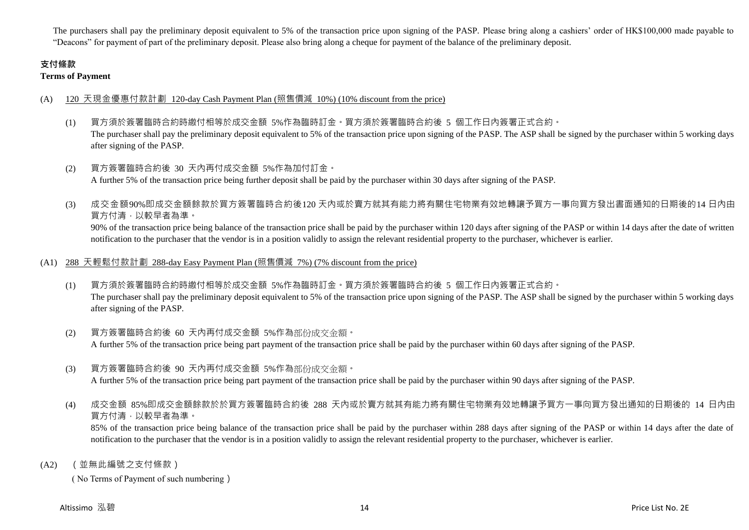The purchasers shall pay the preliminary deposit equivalent to 5% of the transaction price upon signing of the PASP. Please bring along a cashiers' order of HK$100,000 made payable to "Deacons" for payment of part of the preliminary deposit. Please also bring along a cheque for payment of the balance of the preliminary deposit.

## 支付條款
**Terms of Payment**

(A) 120 天現金優惠付款計劃 120-day Cash Payment Plan (照售價減 10%) (10% discount from the price)

(1) 買方須於簽署臨時合約時繳付相等於成交金額 5%作為臨時訂金。買方須於簽署臨時合約後 5 個工作日內簽署正式合約。
The purchaser shall pay the preliminary deposit equivalent to 5% of the transaction price upon signing of the PASP. The ASP shall be signed by the purchaser within 5 working days after signing of the PASP.

(2) 買方簽署臨時合約後 30 天內再付成交金額 5%作為加付訂金。
A further 5% of the transaction price being further deposit shall be paid by the purchaser within 30 days after signing of the PASP.

(3) 成交金額90%即成交金額餘款於買方簽署臨時合約後120 天內或於賣方就其有能力將有關住宅物業有效地轉讓予買方一事向買方發出書面通知的日期後的14 日內由買方付清，以較早者為準。
90% of the transaction price being balance of the transaction price shall be paid by the purchaser within 120 days after signing of the PASP or within 14 days after the date of written notification to the purchaser that the vendor is in a position validly to assign the relevant residential property to the purchaser, whichever is earlier.

(A1) 288 天輕鬆付款計劃 288-day Easy Payment Plan (照售價減 7%) (7% discount from the price)

(1) 買方須於簽署臨時合約時繳付相等於成交金額 5%作為臨時訂金。買方須於簽署臨時合約後 5 個工作日內簽署正式合約。
The purchaser shall pay the preliminary deposit equivalent to 5% of the transaction price upon signing of the PASP. The ASP shall be signed by the purchaser within 5 working days after signing of the PASP.

(2) 買方簽署臨時合約後 60 天內再付成交金額 5%作為部份成交金額。
A further 5% of the transaction price being part payment of the transaction price shall be paid by the purchaser within 60 days after signing of the PASP.

(3) 買方簽署臨時合約後 90 天內再付成交金額 5%作為部份成交金額。
A further 5% of the transaction price being part payment of the transaction price shall be paid by the purchaser within 90 days after signing of the PASP.

(4) 成交金額 85%即成交金額餘款於於買方簽署臨時合約後 288 天內或於賣方就其有能力將有關住宅物業有效地轉讓予買方一事向買方發出通知的日期後的 14 日內由買方付清，以較早者為準。
85% of the transaction price being balance of the transaction price shall be paid by the purchaser within 288 days after signing of the PASP or within 14 days after the date of notification to the purchaser that the vendor is in a position validly to assign the relevant residential property to the purchaser, whichever is earlier.

(A2) （並無此編號之支付條款）
(No Terms of Payment of such numbering)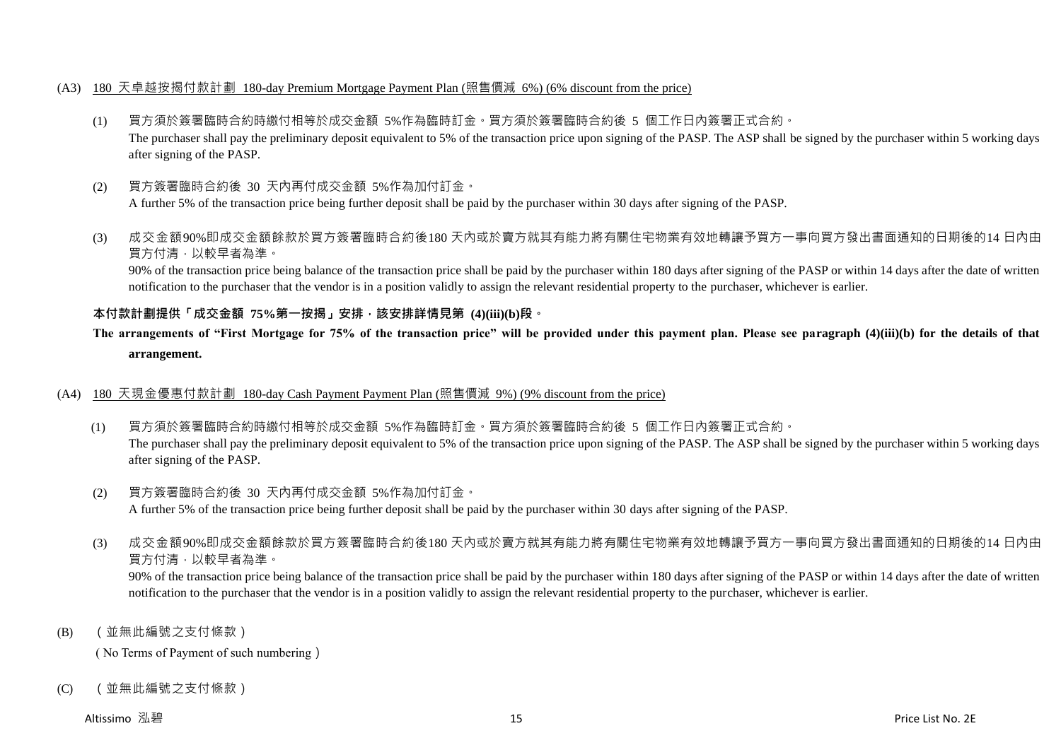(A3) <u>180 天卓越按揭付款計劃 180-day Premium Mortgage Payment Plan (照售價減 6%) (6% discount from the price)</u>

(1) 買方須於簽署臨時合約時繳付相等於成交金額 5%作為臨時訂金。買方須於簽署臨時合約後 5 個工作日內簽署正式合約。
The purchaser shall pay the preliminary deposit equivalent to 5% of the transaction price upon signing of the PASP. The ASP shall be signed by the purchaser within 5 working days after signing of the PASP.

(2) 買方簽署臨時合約後 30 天內再付成交金額 5%作為加付訂金。
A further 5% of the transaction price being further deposit shall be paid by the purchaser within 30 days after signing of the PASP.

(3) 成交金額90%即成交金額餘款於買方簽署臨時合約後180 天內或於賣方就其有能力將有關住宅物業有效地轉讓予買方一事向買方發出書面通知的日期後的14 日內由買方付清，以較早者為準。
90% of the transaction price being balance of the transaction price shall be paid by the purchaser within 180 days after signing of the PASP or within 14 days after the date of written notification to the purchaser that the vendor is in a position validly to assign the relevant residential property to the purchaser, whichever is earlier.

**本付款計劃提供「成交金額 75%第一按揭」安排，該安排詳情見第 (4)(iii)(b)段。**

**The arrangements of "First Mortgage for 75% of the transaction price" will be provided under this payment plan. Please see paragraph (4)(iii)(b) for the details of that arrangement.**

(A4) <u>180 天現金優惠付款計劃 180-day Cash Payment Payment Plan (照售價減 9%) (9% discount from the price)</u>

(1) 買方須於簽署臨時合約時繳付相等於成交金額 5%作為臨時訂金。買方須於簽署臨時合約後 5 個工作日內簽署正式合約。
The purchaser shall pay the preliminary deposit equivalent to 5% of the transaction price upon signing of the PASP. The ASP shall be signed by the purchaser within 5 working days after signing of the PASP.

(2) 買方簽署臨時合約後 30 天內再付成交金額 5%作為加付訂金。
A further 5% of the transaction price being further deposit shall be paid by the purchaser within 30 days after signing of the PASP.

(3) 成交金額90%即成交金額餘款於買方簽署臨時合約後180 天內或於賣方就其有能力將有關住宅物業有效地轉讓予買方一事向買方發出書面通知的日期後的14 日內由買方付清，以較早者為準。
90% of the transaction price being balance of the transaction price shall be paid by the purchaser within 180 days after signing of the PASP or within 14 days after the date of written notification to the purchaser that the vendor is in a position validly to assign the relevant residential property to the purchaser, whichever is earlier.

(B) （並無此編號之支付條款）
( No Terms of Payment of such numbering )

(C) （並無此編號之支付條款）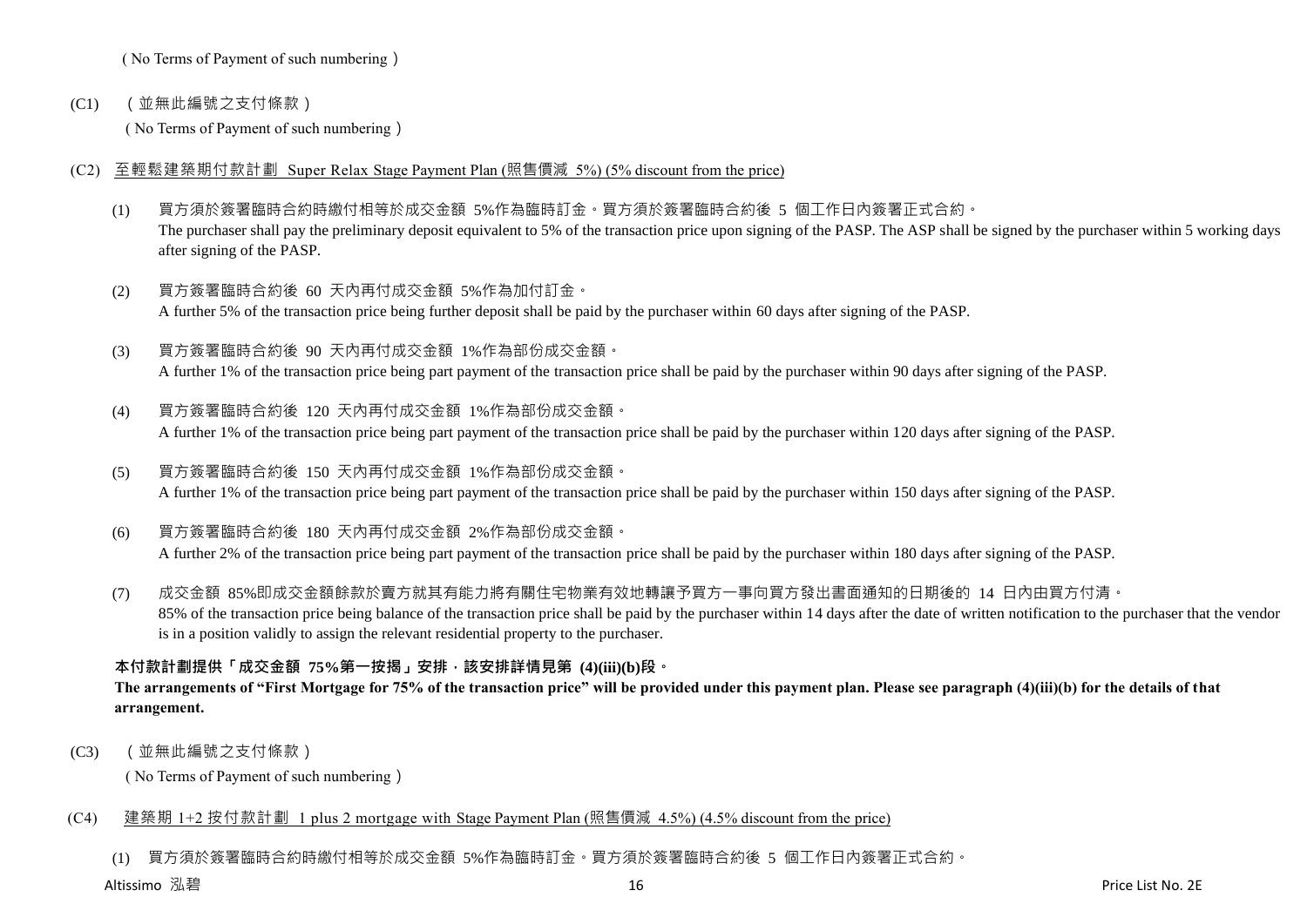（No Terms of Payment of such numbering）

(C1) （並無此編號之支付條款）

（No Terms of Payment of such numbering）

(C2) 至輕鬆建築期付款計劃 Super Relax Stage Payment Plan (照售價減 5%) (5% discount from the price)

(1) 買方須於簽署臨時合約時繳付相等於成交金額 5%作為臨時訂金。買方須於簽署臨時合約後 5 個工作日內簽署正式合約。
The purchaser shall pay the preliminary deposit equivalent to 5% of the transaction price upon signing of the PASP. The ASP shall be signed by the purchaser within 5 working days after signing of the PASP.

(2) 買方簽署臨時合約後 60 天內再付成交金額 5%作為加付訂金。
A further 5% of the transaction price being further deposit shall be paid by the purchaser within 60 days after signing of the PASP.

(3) 買方簽署臨時合約後 90 天內再付成交金額 1%作為部份成交金額。
A further 1% of the transaction price being part payment of the transaction price shall be paid by the purchaser within 90 days after signing of the PASP.

(4) 買方簽署臨時合約後 120 天內再付成交金額 1%作為部份成交金額。
A further 1% of the transaction price being part payment of the transaction price shall be paid by the purchaser within 120 days after signing of the PASP.

(5) 買方簽署臨時合約後 150 天內再付成交金額 1%作為部份成交金額。
A further 1% of the transaction price being part payment of the transaction price shall be paid by the purchaser within 150 days after signing of the PASP.

(6) 買方簽署臨時合約後 180 天內再付成交金額 2%作為部份成交金額。
A further 2% of the transaction price being part payment of the transaction price shall be paid by the purchaser within 180 days after signing of the PASP.

(7) 成交金額 85%即成交金額餘款於賣方就其有能力將有關住宅物業有效地轉讓予買方一事向買方發出書面通知的日期後的 14 日內由買方付清。
85% of the transaction price being balance of the transaction price shall be paid by the purchaser within 14 days after the date of written notification to the purchaser that the vendor is in a position validly to assign the relevant residential property to the purchaser.

**本付款計劃提供「成交金額 75%第一按揭」安排，該安排詳情見第 (4)(iii)(b)段。**
**The arrangements of "First Mortgage for 75% of the transaction price" will be provided under this payment plan. Please see paragraph (4)(iii)(b) for the details of that arrangement.**

(C3) （並無此編號之支付條款）

（No Terms of Payment of such numbering）

(C4) 建築期 1+2 按付款計劃 1 plus 2 mortgage with Stage Payment Plan (照售價減 4.5%) (4.5% discount from the price)

(1) 買方須於簽署臨時合約時繳付相等於成交金額 5%作為臨時訂金。買方須於簽署臨時合約後 5 個工作日內簽署正式合約。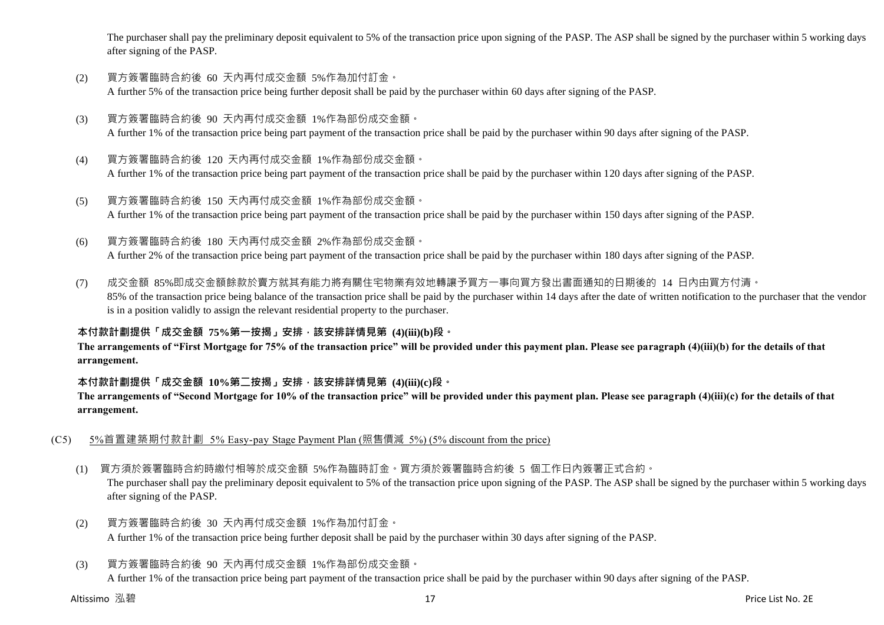The purchaser shall pay the preliminary deposit equivalent to 5% of the transaction price upon signing of the PASP. The ASP shall be signed by the purchaser within 5 working days after signing of the PASP.

(2) 買方簽署臨時合約後 60 天內再付成交金額 5%作為加付訂金。
A further 5% of the transaction price being further deposit shall be paid by the purchaser within 60 days after signing of the PASP.

(3) 買方簽署臨時合約後 90 天內再付成交金額 1%作為部份成交金額。
A further 1% of the transaction price being part payment of the transaction price shall be paid by the purchaser within 90 days after signing of the PASP.

(4) 買方簽署臨時合約後 120 天內再付成交金額 1%作為部份成交金額。
A further 1% of the transaction price being part payment of the transaction price shall be paid by the purchaser within 120 days after signing of the PASP.

(5) 買方簽署臨時合約後 150 天內再付成交金額 1%作為部份成交金額。
A further 1% of the transaction price being part payment of the transaction price shall be paid by the purchaser within 150 days after signing of the PASP.

(6) 買方簽署臨時合約後 180 天內再付成交金額 2%作為部份成交金額。
A further 2% of the transaction price being part payment of the transaction price shall be paid by the purchaser within 180 days after signing of the PASP.

(7) 成交金額 85%即成交金額餘款於賣方就其有能力將有關住宅物業有效地轉讓予買方一事向買方發出書面通知的日期後的 14 日內由買方付清。
85% of the transaction price being balance of the transaction price shall be paid by the purchaser within 14 days after the date of written notification to the purchaser that the vendor is in a position validly to assign the relevant residential property to the purchaser.

**本付款計劃提供「成交金額 75%第一按揭」安排，該安排詳情見第 (4)(iii)(b)段。**
**The arrangements of "First Mortgage for 75% of the transaction price" will be provided under this payment plan. Please see paragraph (4)(iii)(b) for the details of that arrangement.**

**本付款計劃提供「成交金額 10%第二按揭」安排，該安排詳情見第 (4)(iii)(c)段。**
**The arrangements of "Second Mortgage for 10% of the transaction price" will be provided under this payment plan. Please see paragraph (4)(iii)(c) for the details of that arrangement.**

(C5) 5%首置建築期付款計劃 5% Easy-pay Stage Payment Plan (照售價減 5%) (5% discount from the price)

(1) 買方須於簽署臨時合約時繳付相等於成交金額 5%作為臨時訂金。買方須於簽署臨時合約後 5 個工作日內簽署正式合約。
The purchaser shall pay the preliminary deposit equivalent to 5% of the transaction price upon signing of the PASP. The ASP shall be signed by the purchaser within 5 working days after signing of the PASP.

(2) 買方簽署臨時合約後 30 天內再付成交金額 1%作為加付訂金。
A further 1% of the transaction price being further deposit shall be paid by the purchaser within 30 days after signing of the PASP.

(3) 買方簽署臨時合約後 90 天內再付成交金額 1%作為部份成交金額。
A further 1% of the transaction price being part payment of the transaction price shall be paid by the purchaser within 90 days after signing of the PASP.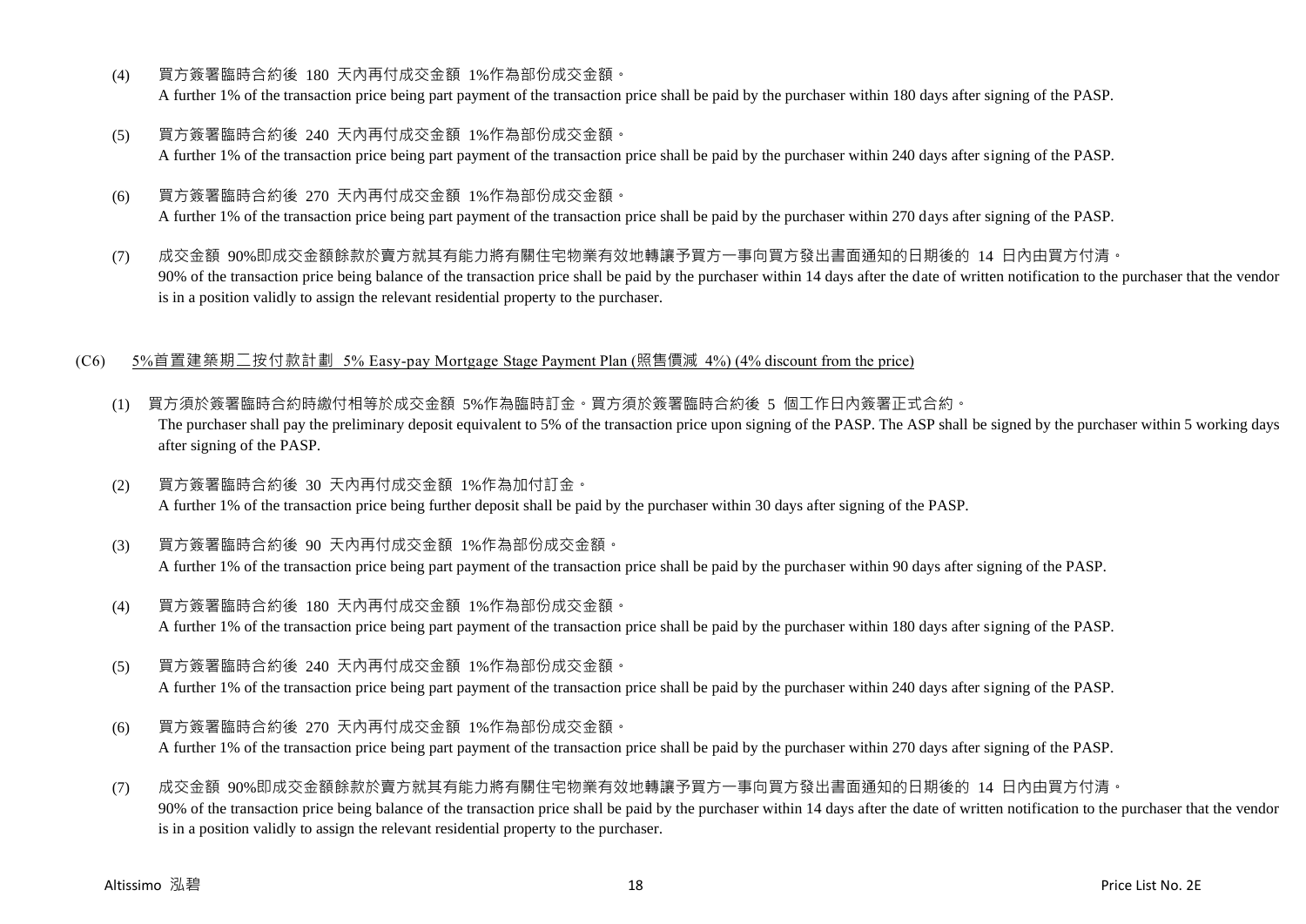(4) 買方簽署臨時合約後 180 天內再付成交金額 1%作為部份成交金額。
A further 1% of the transaction price being part payment of the transaction price shall be paid by the purchaser within 180 days after signing of the PASP.

(5) 買方簽署臨時合約後 240 天內再付成交金額 1%作為部份成交金額。
A further 1% of the transaction price being part payment of the transaction price shall be paid by the purchaser within 240 days after signing of the PASP.

(6) 買方簽署臨時合約後 270 天內再付成交金額 1%作為部份成交金額。
A further 1% of the transaction price being part payment of the transaction price shall be paid by the purchaser within 270 days after signing of the PASP.

(7) 成交金額 90%即成交金額餘款於賣方就其有能力將有關住宅物業有效地轉讓予買方一事向買方發出書面通知的日期後的 14 日內由買方付清。
90% of the transaction price being balance of the transaction price shall be paid by the purchaser within 14 days after the date of written notification to the purchaser that the vendor is in a position validly to assign the relevant residential property to the purchaser.

(C6) <u>5%首置建築期二按付款計劃 5% Easy-pay Mortgage Stage Payment Plan (照售價減 4%) (4% discount from the price)</u>

(1) 買方須於簽署臨時合約時繳付相等於成交金額 5%作為臨時訂金。買方須於簽署臨時合約後 5 個工作日內簽署正式合約。
The purchaser shall pay the preliminary deposit equivalent to 5% of the transaction price upon signing of the PASP. The ASP shall be signed by the purchaser within 5 working days after signing of the PASP.

(2) 買方簽署臨時合約後 30 天內再付成交金額 1%作為加付訂金。
A further 1% of the transaction price being further deposit shall be paid by the purchaser within 30 days after signing of the PASP.

(3) 買方簽署臨時合約後 90 天內再付成交金額 1%作為部份成交金額。
A further 1% of the transaction price being part payment of the transaction price shall be paid by the purchaser within 90 days after signing of the PASP.

(4) 買方簽署臨時合約後 180 天內再付成交金額 1%作為部份成交金額。
A further 1% of the transaction price being part payment of the transaction price shall be paid by the purchaser within 180 days after signing of the PASP.

(5) 買方簽署臨時合約後 240 天內再付成交金額 1%作為部份成交金額。
A further 1% of the transaction price being part payment of the transaction price shall be paid by the purchaser within 240 days after signing of the PASP.

(6) 買方簽署臨時合約後 270 天內再付成交金額 1%作為部份成交金額。
A further 1% of the transaction price being part payment of the transaction price shall be paid by the purchaser within 270 days after signing of the PASP.

(7) 成交金額 90%即成交金額餘款於賣方就其有能力將有關住宅物業有效地轉讓予買方一事向買方發出書面通知的日期後的 14 日內由買方付清。
90% of the transaction price being balance of the transaction price shall be paid by the purchaser within 14 days after the date of written notification to the purchaser that the vendor is in a position validly to assign the relevant residential property to the purchaser.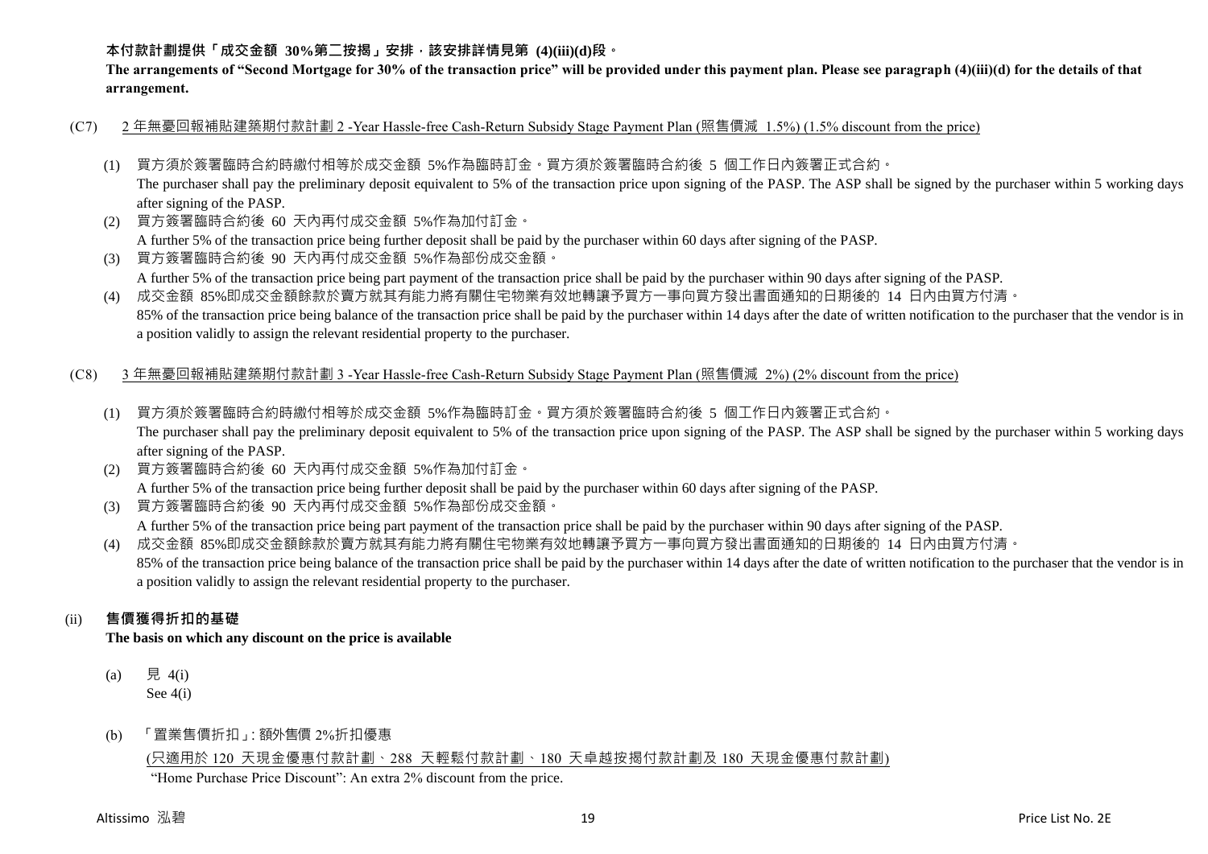**本付款計劃提供「成交金額 30%第二按揭」安排，該安排詳情見第 (4)(iii)(d)段。**

**The arrangements of "Second Mortgage for 30% of the transaction price" will be provided under this payment plan. Please see paragraph (4)(iii)(d) for the details of that arrangement.**

(C7) 2 年無憂回報補貼建築期付款計劃 2 -Year Hassle-free Cash-Return Subsidy Stage Payment Plan (照售價減 1.5%) (1.5% discount from the price)

(1) 買方須於簽署臨時合約時繳付相等於成交金額 5%作為臨時訂金。買方須於簽署臨時合約後 5 個工作日內簽署正式合約。
The purchaser shall pay the preliminary deposit equivalent to 5% of the transaction price upon signing of the PASP. The ASP shall be signed by the purchaser within 5 working days after signing of the PASP.

(2) 買方簽署臨時合約後 60 天內再付成交金額 5%作為加付訂金。
A further 5% of the transaction price being further deposit shall be paid by the purchaser within 60 days after signing of the PASP.

(3) 買方簽署臨時合約後 90 天內再付成交金額 5%作為部份成交金額。
A further 5% of the transaction price being part payment of the transaction price shall be paid by the purchaser within 90 days after signing of the PASP.

(4) 成交金額 85%即成交金額餘款於賣方就其有能力將有關住宅物業有效地轉讓予買方一事向買方發出書面通知的日期後的 14 日內由買方付清。
85% of the transaction price being balance of the transaction price shall be paid by the purchaser within 14 days after the date of written notification to the purchaser that the vendor is in a position validly to assign the relevant residential property to the purchaser.

(C8) 3 年無憂回報補貼建築期付款計劃 3 -Year Hassle-free Cash-Return Subsidy Stage Payment Plan (照售價減 2%) (2% discount from the price)

(1) 買方須於簽署臨時合約時繳付相等於成交金額 5%作為臨時訂金。買方須於簽署臨時合約後 5 個工作日內簽署正式合約。
The purchaser shall pay the preliminary deposit equivalent to 5% of the transaction price upon signing of the PASP. The ASP shall be signed by the purchaser within 5 working days after signing of the PASP.

(2) 買方簽署臨時合約後 60 天內再付成交金額 5%作為加付訂金。
A further 5% of the transaction price being further deposit shall be paid by the purchaser within 60 days after signing of the PASP.

(3) 買方簽署臨時合約後 90 天內再付成交金額 5%作為部份成交金額。
A further 5% of the transaction price being part payment of the transaction price shall be paid by the purchaser within 90 days after signing of the PASP.

(4) 成交金額 85%即成交金額餘款於賣方就其有能力將有關住宅物業有效地轉讓予買方一事向買方發出書面通知的日期後的 14 日內由買方付清。
85% of the transaction price being balance of the transaction price shall be paid by the purchaser within 14 days after the date of written notification to the purchaser that the vendor is in a position validly to assign the relevant residential property to the purchaser.

(ii) **售價獲得折扣的基礎**
**The basis on which any discount on the price is available**

(a) 見 4(i)
See 4(i)

(b) 「置業售價折扣」: 額外售價 2%折扣優惠
(只適用於 120 天現金優惠付款計劃、288 天輕鬆付款計劃、180 天卓越按揭付款計劃及 180 天現金優惠付款計劃)
"Home Purchase Price Discount": An extra 2% discount from the price.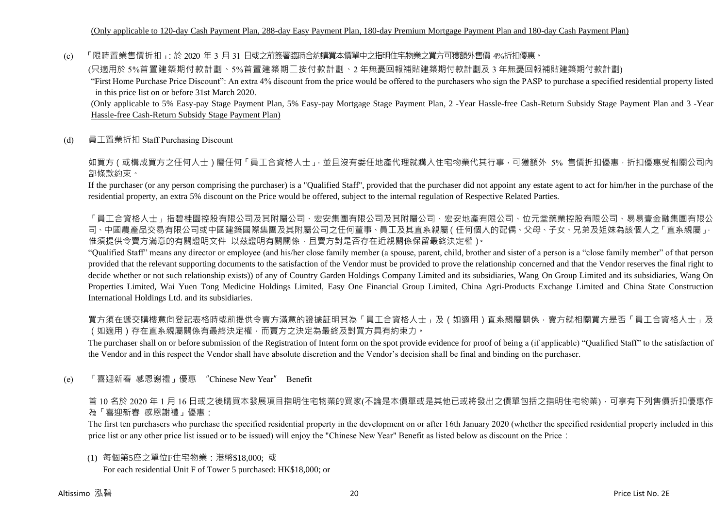(Only applicable to 120-day Cash Payment Plan, 288-day Easy Payment Plan, 180-day Premium Mortgage Payment Plan and 180-day Cash Payment Plan)

(c) 「限時置業售價折扣」: 於 2020 年 3 月 31 日或之前簽署臨時合約購買本價單中之指明住宅物業之買方可獲額外售價 4%折扣優惠。

(只適用於 5%首置建築期付款計劃、5%首置建築期二按付款計劃、2 年無憂回報補貼建築期付款計劃及 3 年無憂回報補貼建築期付款計劃)

"First Home Purchase Price Discount": An extra 4% discount from the price would be offered to the purchasers who sign the PASP to purchase a specified residential property listed in this price list on or before 31st March 2020.

(Only applicable to 5% Easy-pay Stage Payment Plan, 5% Easy-pay Mortgage Stage Payment Plan, 2 -Year Hassle-free Cash-Return Subsidy Stage Payment Plan and 3 -Year Hassle-free Cash-Return Subsidy Stage Payment Plan)

(d) 員工置業折扣 Staff Purchasing Discount

如買方（或構成買方之任何人士）屬任何「員工合資格人士」，並且沒有委任地產代理就購入住宅物業代其行事，可獲額外 5% 售價折扣優惠，折扣優惠受相關公司內部條款約束。

If the purchaser (or any person comprising the purchaser) is a "Qualified Staff", provided that the purchaser did not appoint any estate agent to act for him/her in the purchase of the residential property, an extra 5% discount on the Price would be offered, subject to the internal regulation of Respective Related Parties.

「員工合資格人士」指碧桂園控股有限公司及其附屬公司、宏安集團有限公司及其附屬公司、宏安地產有限公司、位元堂藥業控股有限公司、易易壹金融集團有限公司、中國農產品交易有限公司或中國建築國際集團及其附屬公司之任何董事、員工及其直系親屬（任何個人的配偶、父母、子女、兄弟及姐妹為該個人之「直系親屬」，惟須提供令賣方滿意的有關證明文件 以茲證明有關關係，且賣方對是否存在近親關係保留最終決定權）。

"Qualified Staff" means any director or employee (and his/her close family member (a spouse, parent, child, brother and sister of a person is a "close family member" of that person provided that the relevant supporting documents to the satisfaction of the Vendor must be provided to prove the relationship concerned and that the Vendor reserves the final right to decide whether or not such relationship exists)) of any of Country Garden Holdings Company Limited and its subsidiaries, Wang On Group Limited and its subsidiaries, Wang On Properties Limited, Wai Yuen Tong Medicine Holdings Limited, Easy One Financial Group Limited, China Agri-Products Exchange Limited and China State Construction International Holdings Ltd. and its subsidiaries.

買方須在遞交購樓意向登記表格時或前提供令賣方滿意的證據証明其為「員工合資格人士」及（如適用）直系親屬關係，賣方就相關買方是否「員工合資格人士」及（如適用）存在直系親屬關係有最終決定權，而賣方之決定為最終及對買方具有約束力。

The purchaser shall on or before submission of the Registration of Intent form on the spot provide evidence for proof of being a (if applicable) "Qualified Staff" to the satisfaction of the Vendor and in this respect the Vendor shall have absolute discretion and the Vendor's decision shall be final and binding on the purchaser.

(e) 「喜迎新春 感恩謝禮」優惠 "Chinese New Year" Benefit

首 10 名於 2020 年 1 月 16 日或之後購買本發展項目指明住宅物業的買家(不論是本價單或是其他已或將發出之價單包括之指明住宅物業)，可享有下列售價折扣優惠作為「喜迎新春 感恩謝禮」優惠：

The first ten purchasers who purchase the specified residential property in the development on or after 16th January 2020 (whether the specified residential property included in this price list or any other price list issued or to be issued) will enjoy the "Chinese New Year" Benefit as listed below as discount on the Price：

(1) 每個第5座之單位F住宅物業：港幣$18,000; 或
For each residential Unit F of Tower 5 purchased: HK$18,000; or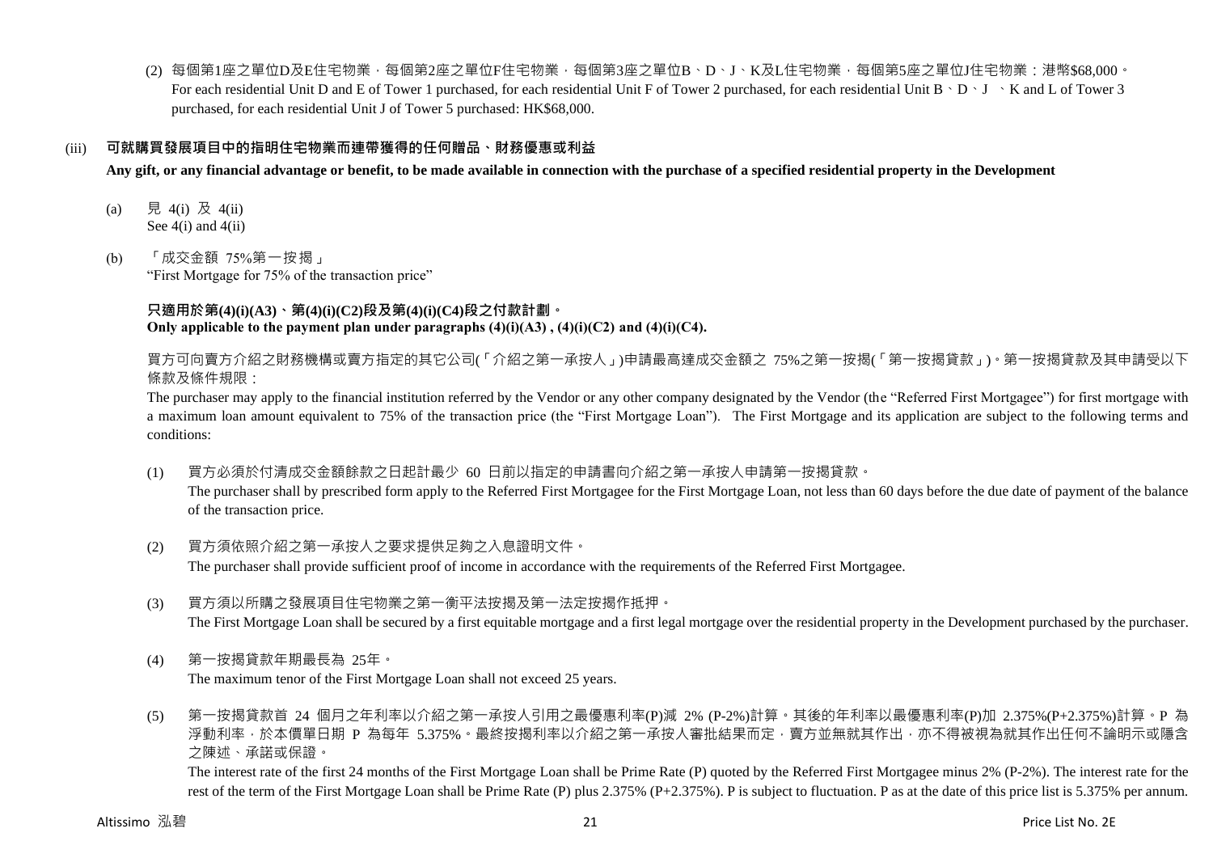(2) 每個第1座之單位D及E住宅物業，每個第2座之單位F住宅物業，每個第3座之單位B、D、J、K及L住宅物業，每個第5座之單位J住宅物業：港幣$68,000。
For each residential Unit D and E of Tower 1 purchased, for each residential Unit F of Tower 2 purchased, for each residential Unit B、D、J 、K and L of Tower 3 purchased, for each residential Unit J of Tower 5 purchased: HK$68,000.

(iii) **可就購買發展項目中的指明住宅物業而連帶獲得的任何贈品、財務優惠或利益**

**Any gift, or any financial advantage or benefit, to be made available in connection with the purchase of a specified residential property in the Development**

(a) 見 4(i) 及 4(ii)
See 4(i) and 4(ii)

(b) 「成交金額 75%第一按揭」
"First Mortgage for 75% of the transaction price"

**只適用於第(4)(i)(A3)、第(4)(i)(C2)段及第(4)(i)(C4)段之付款計劃。**
**Only applicable to the payment plan under paragraphs (4)(i)(A3) , (4)(i)(C2) and (4)(i)(C4).**

買方可向賣方介紹之財務機構或賣方指定的其它公司(「介紹之第一承按人」)申請最高達成交金額之 75%之第一按揭(「第一按揭貸款」)。第一按揭貸款及其申請受以下條款及條件規限：
The purchaser may apply to the financial institution referred by the Vendor or any other company designated by the Vendor (the "Referred First Mortgagee") for first mortgage with a maximum loan amount equivalent to 75% of the transaction price (the "First Mortgage Loan"). The First Mortgage and its application are subject to the following terms and conditions:

(1) 買方必須於付清成交金額餘款之日起計最少 60 日前以指定的申請書向介紹之第一承按人申請第一按揭貸款。
The purchaser shall by prescribed form apply to the Referred First Mortgagee for the First Mortgage Loan, not less than 60 days before the due date of payment of the balance of the transaction price.

(2) 買方須依照介紹之第一承按人之要求提供足夠之入息證明文件。
The purchaser shall provide sufficient proof of income in accordance with the requirements of the Referred First Mortgagee.

(3) 買方須以所購之發展項目住宅物業之第一衡平法按揭及第一法定按揭作抵押。
The First Mortgage Loan shall be secured by a first equitable mortgage and a first legal mortgage over the residential property in the Development purchased by the purchaser.

(4) 第一按揭貸款年期最長為 25年。
The maximum tenor of the First Mortgage Loan shall not exceed 25 years.

(5) 第一按揭貸款首 24 個月之年利率以介紹之第一承按人引用之最優惠利率(P)減 2% (P-2%)計算。其後的年利率以最優惠利率(P)加 2.375%(P+2.375%)計算。P 為浮動利率，於本價單日期 P 為每年 5.375%。最終按揭利率以介紹之第一承按人審批結果而定，賣方並無就其作出，亦不得被視為就其作出任何不論明示或隱含之陳述、承諾或保證。
The interest rate of the first 24 months of the First Mortgage Loan shall be Prime Rate (P) quoted by the Referred First Mortgagee minus 2% (P-2%). The interest rate for the rest of the term of the First Mortgage Loan shall be Prime Rate (P) plus 2.375% (P+2.375%). P is subject to fluctuation. P as at the date of this price list is 5.375% per annum.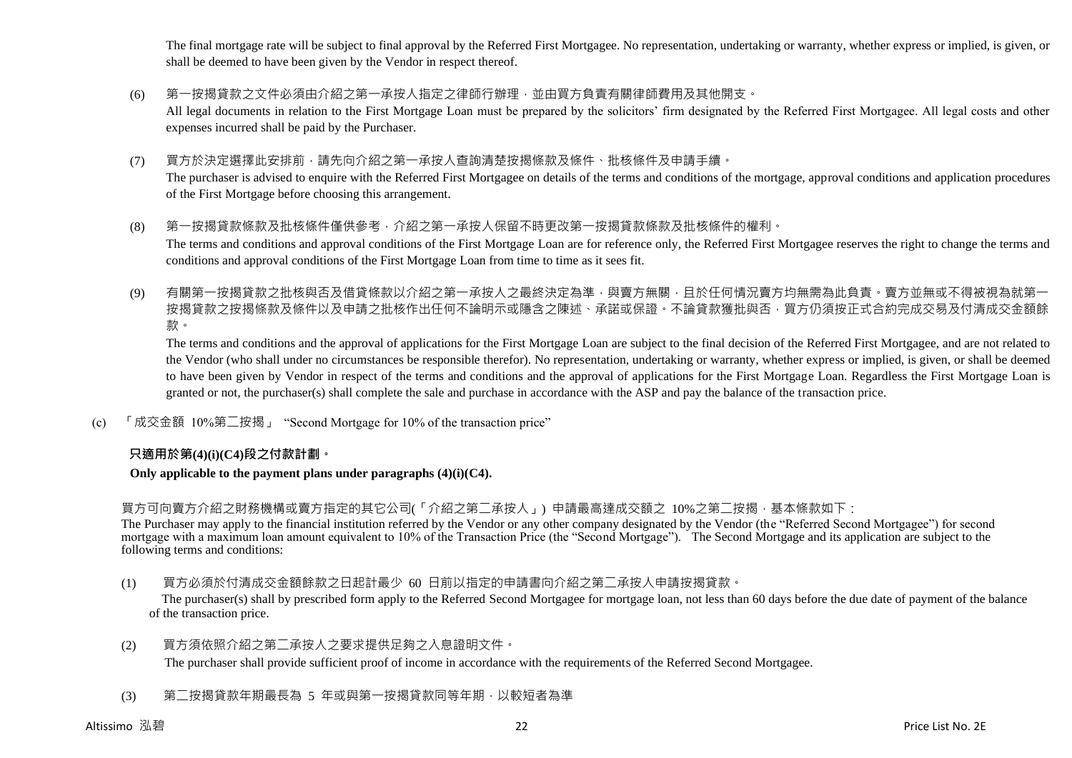The final mortgage rate will be subject to final approval by the Referred First Mortgagee. No representation, undertaking or warranty, whether express or implied, is given, or shall be deemed to have been given by the Vendor in respect thereof.

(6) 第一按揭貸款之文件必須由介紹之第一承按人指定之律師行辦理，並由買方負責有關律師費用及其他開支。
All legal documents in relation to the First Mortgage Loan must be prepared by the solicitors' firm designated by the Referred First Mortgagee. All legal costs and other expenses incurred shall be paid by the Purchaser.

(7) 買方於決定選擇此安排前，請先向介紹之第一承按人查詢清楚按揭條款及條件、批核條件及申請手續。
The purchaser is advised to enquire with the Referred First Mortgagee on details of the terms and conditions of the mortgage, approval conditions and application procedures of the First Mortgage before choosing this arrangement.

(8) 第一按揭貸款條款及批核條件僅供參考，介紹之第一承按人保留不時更改第一按揭貸款條款及批核條件的權利。
The terms and conditions and approval conditions of the First Mortgage Loan are for reference only, the Referred First Mortgagee reserves the right to change the terms and conditions and approval conditions of the First Mortgage Loan from time to time as it sees fit.

(9) 有關第一按揭貸款之批核與否及借貸條款以介紹之第一承按人之最終決定為準，與賣方無關，且於任何情況賣方均無需為此負責。賣方並無或不得被視為就第一按揭貸款之按揭條款及條件以及申請之批核作出任何不論明示或隱含之陳述、承諾或保證。不論貸款獲批與否，買方仍須按正式合約完成交易及付清成交金額餘款。
The terms and conditions and the approval of applications for the First Mortgage Loan are subject to the final decision of the Referred First Mortgagee, and are not related to the Vendor (who shall under no circumstances be responsible therefor). No representation, undertaking or warranty, whether express or implied, is given, or shall be deemed to have been given by Vendor in respect of the terms and conditions and the approval of applications for the First Mortgage Loan. Regardless the First Mortgage Loan is granted or not, the purchaser(s) shall complete the sale and purchase in accordance with the ASP and pay the balance of the transaction price.

(c) 「成交金額 10%第二按揭」 "Second Mortgage for 10% of the transaction price"

**只適用於第(4)(i)(C4)段之付款計劃。**

**Only applicable to the payment plans under paragraphs (4)(i)(C4).**

買方可向賣方介紹之財務機構或賣方指定的其它公司(「介紹之第二承按人」) 申請最高達成交額之 10%之第二按揭，基本條款如下：
The Purchaser may apply to the financial institution referred by the Vendor or any other company designated by the Vendor (the "Referred Second Mortgagee") for second mortgage with a maximum loan amount equivalent to 10% of the Transaction Price (the "Second Mortgage"). The Second Mortgage and its application are subject to the following terms and conditions:

(1) 買方必須於付清成交金額餘款之日起計最少 60 日前以指定的申請書向介紹之第二承按人申請按揭貸款。
The purchaser(s) shall by prescribed form apply to the Referred Second Mortgagee for mortgage loan, not less than 60 days before the due date of payment of the balance of the transaction price.

(2) 買方須依照介紹之第二承按人之要求提供足夠之入息證明文件。
The purchaser shall provide sufficient proof of income in accordance with the requirements of the Referred Second Mortgagee.

(3) 第二按揭貸款年期最長為 5 年或與第一按揭貸款同等年期，以較短者為準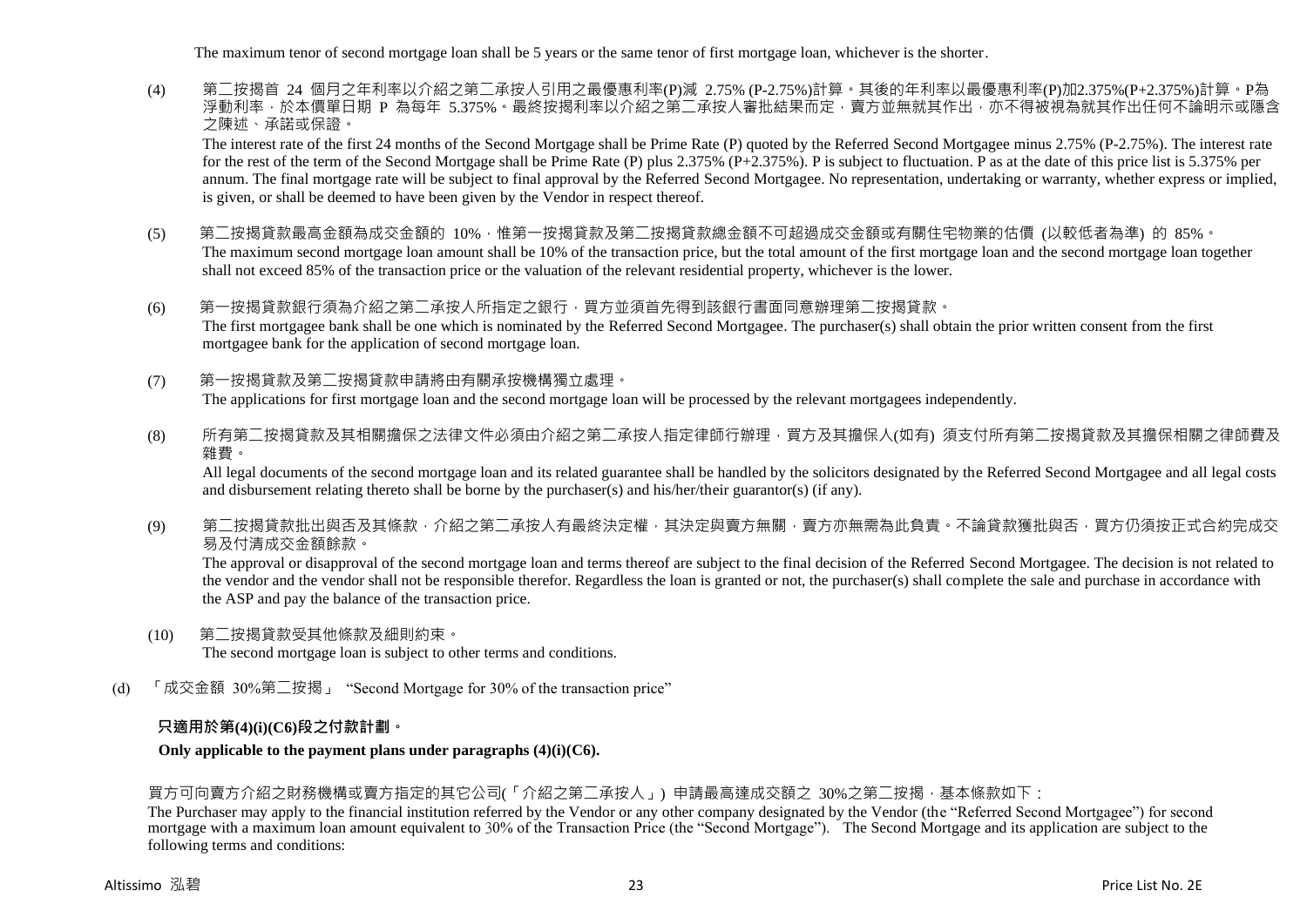The maximum tenor of second mortgage loan shall be 5 years or the same tenor of first mortgage loan, whichever is the shorter.

(4) 第二按揭首 24 個月之年利率以介紹之第二承按人引用之最優惠利率(P)減 2.75% (P-2.75%)計算。其後的年利率以最優惠利率(P)加2.375%(P+2.375%)計算。P為浮動利率，於本價單日期 P 為每年 5.375%。最終按揭利率以介紹之第二承按人審批結果而定，賣方並無就其作出，亦不得被視為就其作出任何不論明示或隱含之陳述、承諾或保證。
The interest rate of the first 24 months of the Second Mortgage shall be Prime Rate (P) quoted by the Referred Second Mortgagee minus 2.75% (P-2.75%). The interest rate for the rest of the term of the Second Mortgage shall be Prime Rate (P) plus 2.375% (P+2.375%). P is subject to fluctuation. P as at the date of this price list is 5.375% per annum. The final mortgage rate will be subject to final approval by the Referred Second Mortgagee. No representation, undertaking or warranty, whether express or implied, is given, or shall be deemed to have been given by the Vendor in respect thereof.

(5) 第二按揭貸款最高金額為成交金額的 10%，惟第一按揭貸款及第二按揭貸款總金額不可超過成交金額或有關住宅物業的估價 (以較低者為準) 的 85%。
The maximum second mortgage loan amount shall be 10% of the transaction price, but the total amount of the first mortgage loan and the second mortgage loan together shall not exceed 85% of the transaction price or the valuation of the relevant residential property, whichever is the lower.

(6) 第一按揭貸款銀行須為介紹之第二承按人所指定之銀行，買方並須首先得到該銀行書面同意辦理第二按揭貸款。
The first mortgagee bank shall be one which is nominated by the Referred Second Mortgagee. The purchaser(s) shall obtain the prior written consent from the first mortgagee bank for the application of second mortgage loan.

(7) 第一按揭貸款及第二按揭貸款申請將由有關承按機構獨立處理。
The applications for first mortgage loan and the second mortgage loan will be processed by the relevant mortgagees independently.

(8) 所有第二按揭貸款及其相關擔保之法律文件必須由介紹之第二承按人指定律師行辦理，買方及其擔保人(如有) 須支付所有第二按揭貸款及其擔保相關之律師費及雜費。
All legal documents of the second mortgage loan and its related guarantee shall be handled by the solicitors designated by the Referred Second Mortgagee and all legal costs and disbursement relating thereto shall be borne by the purchaser(s) and his/her/their guarantor(s) (if any).

(9) 第二按揭貸款批出與否及其條款，介紹之第二承按人有最終決定權，其決定與賣方無關，賣方亦無需為此負責。不論貸款獲批與否，買方仍須按正式合約完成交易及付清成交金額餘款。
The approval or disapproval of the second mortgage loan and terms thereof are subject to the final decision of the Referred Second Mortgagee. The decision is not related to the vendor and the vendor shall not be responsible therefor. Regardless the loan is granted or not, the purchaser(s) shall complete the sale and purchase in accordance with the ASP and pay the balance of the transaction price.

(10) 第二按揭貸款受其他條款及細則約束。
The second mortgage loan is subject to other terms and conditions.

(d) 「成交金額 30%第二按揭」 "Second Mortgage for 30% of the transaction price"

**只適用於第(4)(i)(C6)段之付款計劃。**

**Only applicable to the payment plans under paragraphs (4)(i)(C6).**

買方可向賣方介紹之財務機構或賣方指定的其它公司(「介紹之第二承按人」) 申請最高達成交額之 30%之第二按揭，基本條款如下：
The Purchaser may apply to the financial institution referred by the Vendor or any other company designated by the Vendor (the "Referred Second Mortgagee") for second mortgage with a maximum loan amount equivalent to 30% of the Transaction Price (the "Second Mortgage"). The Second Mortgage and its application are subject to the following terms and conditions: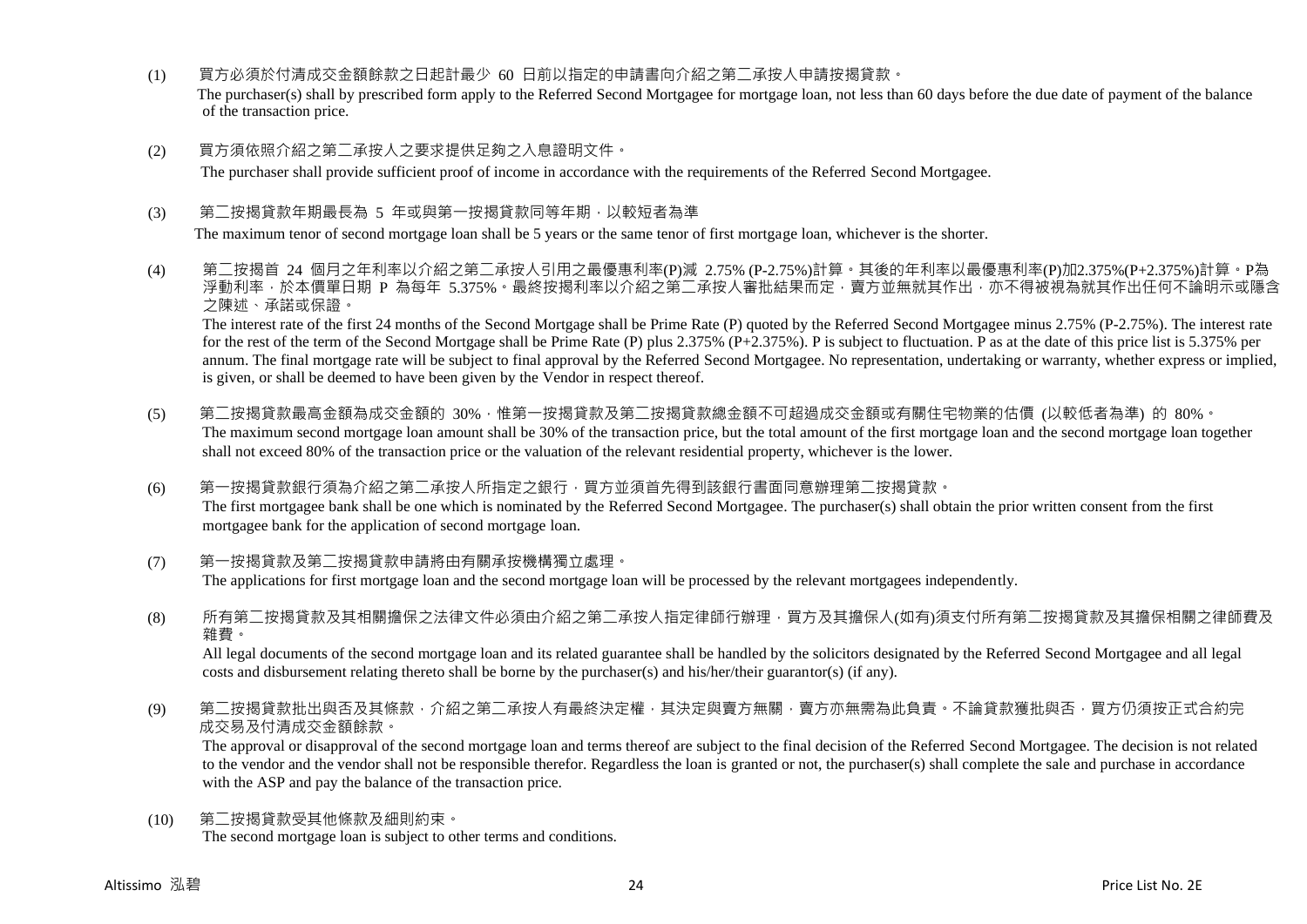(1) 買方必須於付清成交金額餘款之日起計最少 60 日前以指定的申請書向介紹之第二承按人申請按揭貸款。
The purchaser(s) shall by prescribed form apply to the Referred Second Mortgagee for mortgage loan, not less than 60 days before the due date of payment of the balance of the transaction price.

(2) 買方須依照介紹之第二承按人之要求提供足夠之入息證明文件。
The purchaser shall provide sufficient proof of income in accordance with the requirements of the Referred Second Mortgagee.

(3) 第二按揭貸款年期最長為 5 年或與第一按揭貸款同等年期，以較短者為準
The maximum tenor of second mortgage loan shall be 5 years or the same tenor of first mortgage loan, whichever is the shorter.

(4) 第二按揭首 24 個月之年利率以介紹之第二承按人引用之最優惠利率(P)減 2.75% (P-2.75%)計算。其後的年利率以最優惠利率(P)加2.375%(P+2.375%)計算。P為浮動利率，於本價單日期 P 為每年 5.375%。最終按揭利率以介紹之第二承按人審批結果而定，賣方並無就其作出，亦不得被視為就其作出任何不論明示或隱含之陳述、承諾或保證。
The interest rate of the first 24 months of the Second Mortgage shall be Prime Rate (P) quoted by the Referred Second Mortgagee minus 2.75% (P-2.75%). The interest rate for the rest of the term of the Second Mortgage shall be Prime Rate (P) plus 2.375% (P+2.375%). P is subject to fluctuation. P as at the date of this price list is 5.375% per annum. The final mortgage rate will be subject to final approval by the Referred Second Mortgagee. No representation, undertaking or warranty, whether express or implied, is given, or shall be deemed to have been given by the Vendor in respect thereof.

(5) 第二按揭貸款最高金額為成交金額的 30%，惟第一按揭貸款及第二按揭貸款總金額不可超過成交金額或有關住宅物業的估價 (以較低者為準) 的 80%。
The maximum second mortgage loan amount shall be 30% of the transaction price, but the total amount of the first mortgage loan and the second mortgage loan together shall not exceed 80% of the transaction price or the valuation of the relevant residential property, whichever is the lower.

(6) 第一按揭貸款銀行須為介紹之第二承按人所指定之銀行，買方並須首先得到該銀行書面同意辦理第二按揭貸款。
The first mortgagee bank shall be one which is nominated by the Referred Second Mortgagee. The purchaser(s) shall obtain the prior written consent from the first mortgagee bank for the application of second mortgage loan.

(7) 第一按揭貸款及第二按揭貸款申請將由有關承按機構獨立處理。
The applications for first mortgage loan and the second mortgage loan will be processed by the relevant mortgagees independently.

(8) 所有第二按揭貸款及其相關擔保之法律文件必須由介紹之第二承按人指定律師行辦理，買方及其擔保人(如有)須支付所有第二按揭貸款及其擔保相關之律師費及雜費。
All legal documents of the second mortgage loan and its related guarantee shall be handled by the solicitors designated by the Referred Second Mortgagee and all legal costs and disbursement relating thereto shall be borne by the purchaser(s) and his/her/their guarantor(s) (if any).

(9) 第二按揭貸款批出與否及其條款，介紹之第二承按人有最終決定權，其決定與賣方無關，賣方亦無需為此負責。不論貸款獲批與否，買方仍須按正式合約完成交易及付清成交金額餘款。
The approval or disapproval of the second mortgage loan and terms thereof are subject to the final decision of the Referred Second Mortgagee. The decision is not related to the vendor and the vendor shall not be responsible therefor. Regardless the loan is granted or not, the purchaser(s) shall complete the sale and purchase in accordance with the ASP and pay the balance of the transaction price.

(10) 第二按揭貸款受其他條款及細則約束。
The second mortgage loan is subject to other terms and conditions.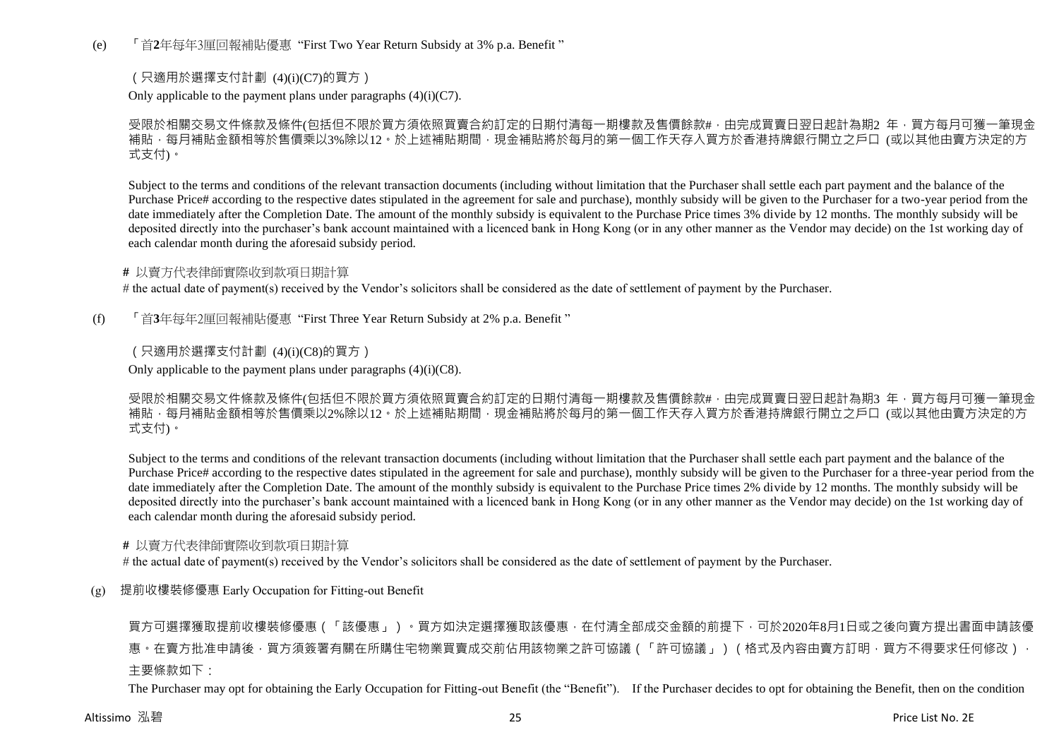(e) 「首**2**年每年3厘回報補貼優惠 "First Two Year Return Subsidy at 3% p.a. Benefit "

（只適用於選擇支付計劃 (4)(i)(C7)的買方）

Only applicable to the payment plans under paragraphs (4)(i)(C7).

受限於相關交易文件條款及條件(包括但不限於買方須依照買賣合約訂定的日期付清每一期樓款及售價餘款#，由完成買賣日翌日起計為期2 年，買方每月可獲一筆現金補貼，每月補貼金額相等於售價乘以3%除以12。於上述補貼期間，現金補貼將於每月的第一個工作天存入買方於香港持牌銀行開立之戶口 (或以其他由賣方決定的方式支付)。

Subject to the terms and conditions of the relevant transaction documents (including without limitation that the Purchaser shall settle each part payment and the balance of the Purchase Price# according to the respective dates stipulated in the agreement for sale and purchase), monthly subsidy will be given to the Purchaser for a two-year period from the date immediately after the Completion Date. The amount of the monthly subsidy is equivalent to the Purchase Price times 3% divide by 12 months. The monthly subsidy will be deposited directly into the purchaser's bank account maintained with a licenced bank in Hong Kong (or in any other manner as the Vendor may decide) on the 1st working day of each calendar month during the aforesaid subsidy period.

**#** 以賣方代表律師實際收到款項日期計算

# the actual date of payment(s) received by the Vendor's solicitors shall be considered as the date of settlement of payment by the Purchaser.

(f) 「首**3**年每年2厘回報補貼優惠 "First Three Year Return Subsidy at 2% p.a. Benefit "

（只適用於選擇支付計劃 (4)(i)(C8)的買方）

Only applicable to the payment plans under paragraphs (4)(i)(C8).

受限於相關交易文件條款及條件(包括但不限於買方須依照買賣合約訂定的日期付清每一期樓款及售價餘款#，由完成買賣日翌日起計為期3 年，買方每月可獲一筆現金補貼，每月補貼金額相等於售價乘以2%除以12。於上述補貼期間，現金補貼將於每月的第一個工作天存入買方於香港持牌銀行開立之戶口 (或以其他由賣方決定的方式支付)。

Subject to the terms and conditions of the relevant transaction documents (including without limitation that the Purchaser shall settle each part payment and the balance of the Purchase Price# according to the respective dates stipulated in the agreement for sale and purchase), monthly subsidy will be given to the Purchaser for a three-year period from the date immediately after the Completion Date. The amount of the monthly subsidy is equivalent to the Purchase Price times 2% divide by 12 months. The monthly subsidy will be deposited directly into the purchaser's bank account maintained with a licenced bank in Hong Kong (or in any other manner as the Vendor may decide) on the 1st working day of each calendar month during the aforesaid subsidy period.

**#** 以賣方代表律師實際收到款項日期計算

# the actual date of payment(s) received by the Vendor's solicitors shall be considered as the date of settlement of payment by the Purchaser.

(g) 提前收樓裝修優惠 Early Occupation for Fitting-out Benefit

買方可選擇獲取提前收樓裝修優惠（「該優惠」）。買方如決定選擇獲取該優惠，在付清全部成交金額的前提下，可於2020年8月1日或之後向賣方提出書面申請該優惠。在賣方批准申請後，買方須簽署有關在所購住宅物業買賣成交前佔用該物業之許可協議（「許可協議」）（格式及內容由賣方訂明，買方不得要求任何修改），主要條款如下：

The Purchaser may opt for obtaining the Early Occupation for Fitting-out Benefit (the "Benefit"). If the Purchaser decides to opt for obtaining the Benefit, then on the condition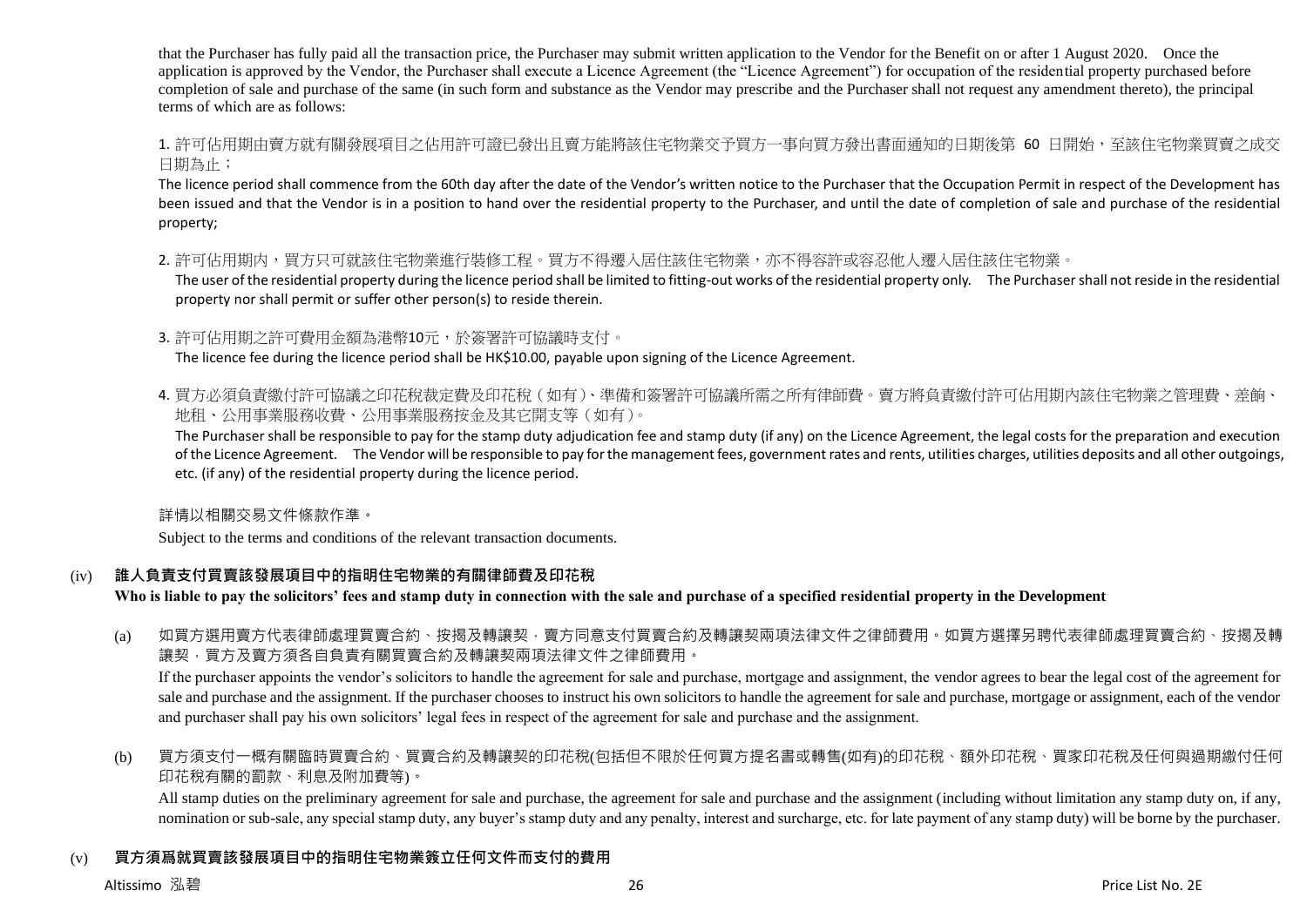that the Purchaser has fully paid all the transaction price, the Purchaser may submit written application to the Vendor for the Benefit on or after 1 August 2020. Once the application is approved by the Vendor, the Purchaser shall execute a Licence Agreement (the "Licence Agreement") for occupation of the residential property purchased before completion of sale and purchase of the same (in such form and substance as the Vendor may prescribe and the Purchaser shall not request any amendment thereto), the principal terms of which are as follows:

1. 許可佔用期由賣方就有關發展項目之佔用許可證已發出且賣方能將該住宅物業交予買方一事向買方發出書面通知的日期後第 60 日開始，至該住宅物業買賣之成交日期為止；
   The licence period shall commence from the 60th day after the date of the Vendor's written notice to the Purchaser that the Occupation Permit in respect of the Development has been issued and that the Vendor is in a position to hand over the residential property to the Purchaser, and until the date of completion of sale and purchase of the residential property;

2. 許可佔用期內，買方只可就該住宅物業進行裝修工程。買方不得遷入居住該住宅物業，亦不得容許或容忍他人遷入居住該住宅物業。
   The user of the residential property during the licence period shall be limited to fitting-out works of the residential property only. The Purchaser shall not reside in the residential property nor shall permit or suffer other person(s) to reside therein.

3. 許可佔用期之許可費用金額為港幣10元，於簽署許可協議時支付。
   The licence fee during the licence period shall be HK$10.00, payable upon signing of the Licence Agreement.

4. 買方必須負責繳付許可協議之印花稅裁定費及印花稅（如有）、準備和簽署許可協議所需之所有律師費。賣方將負責繳付許可佔用期內該住宅物業之管理費、差餉、地租、公用事業服務收費、公用事業服務按金及其它開支等（如有）。
   The Purchaser shall be responsible to pay for the stamp duty adjudication fee and stamp duty (if any) on the Licence Agreement, the legal costs for the preparation and execution of the Licence Agreement. The Vendor will be responsible to pay for the management fees, government rates and rents, utilities charges, utilities deposits and all other outgoings, etc. (if any) of the residential property during the licence period.

詳情以相關交易文件條款作準。

Subject to the terms and conditions of the relevant transaction documents.

## (iv) 誰人負責支付買賣該發展項目中的指明住宅物業的有關律師費及印花稅
**Who is liable to pay the solicitors' fees and stamp duty in connection with the sale and purchase of a specified residential property in the Development**

(a) 如買方選用賣方代表律師處理買賣合約、按揭及轉讓契，賣方同意支付買賣合約及轉讓契兩項法律文件之律師費用。如買方選擇另聘代表律師處理買賣合約、按揭及轉讓契，買方及賣方須各自負責有關買賣合約及轉讓契兩項法律文件之律師費用。
If the purchaser appoints the vendor's solicitors to handle the agreement for sale and purchase, mortgage and assignment, the vendor agrees to bear the legal cost of the agreement for sale and purchase and the assignment. If the purchaser chooses to instruct his own solicitors to handle the agreement for sale and purchase, mortgage or assignment, each of the vendor and purchaser shall pay his own solicitors' legal fees in respect of the agreement for sale and purchase and the assignment.

(b) 買方須支付一概有關臨時買賣合約、買賣合約及轉讓契的印花稅(包括但不限於任何買方提名書或轉售(如有)的印花稅、額外印花稅、買家印花稅及任何與過期繳付任何印花稅有關的罰款、利息及附加費等)。
All stamp duties on the preliminary agreement for sale and purchase, the agreement for sale and purchase and the assignment (including without limitation any stamp duty on, if any, nomination or sub-sale, any special stamp duty, any buyer's stamp duty and any penalty, interest and surcharge, etc. for late payment of any stamp duty) will be borne by the purchaser.

## (v) 買方須爲就買賣該發展項目中的指明住宅物業簽立任何文件而支付的費用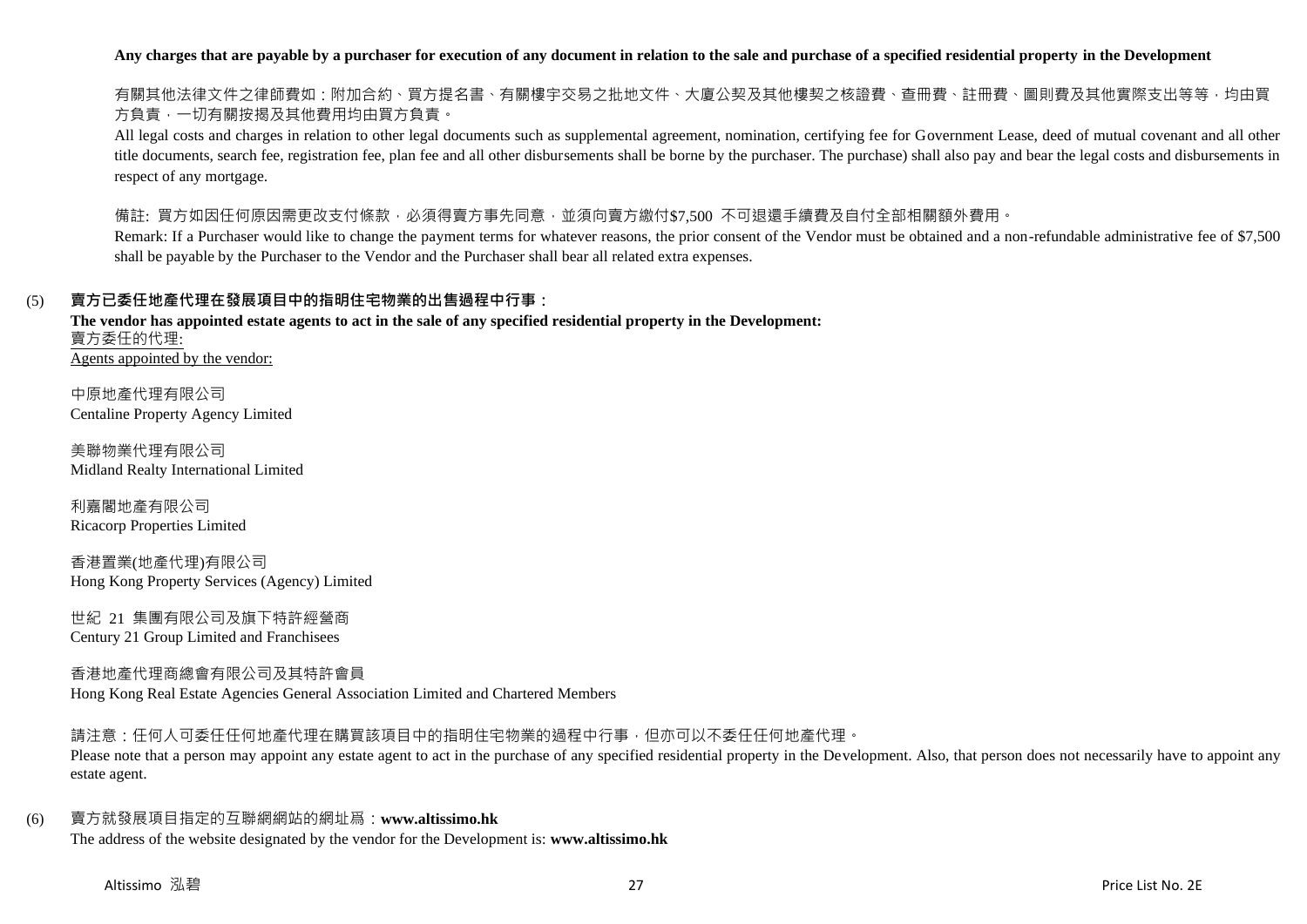**Any charges that are payable by a purchaser for execution of any document in relation to the sale and purchase of a specified residential property in the Development**

有關其他法律文件之律師費如：附加合約、買方提名書、有關樓宇交易之批地文件、大廈公契及其他樓契之核證費、查冊費、註冊費、圖則費及其他實際支出等等，均由買方負責，一切有關按揭及其他費用均由買方負責。

All legal costs and charges in relation to other legal documents such as supplemental agreement, nomination, certifying fee for Government Lease, deed of mutual covenant and all other title documents, search fee, registration fee, plan fee and all other disbursements shall be borne by the purchaser. The purchase) shall also pay and bear the legal costs and disbursements in respect of any mortgage.

備註: 買方如因任何原因需更改支付條款，必須得賣方事先同意，並須向賣方繳付$7,500 不可退還手續費及自付全部相關額外費用。

Remark: If a Purchaser would like to change the payment terms for whatever reasons, the prior consent of the Vendor must be obtained and a non-refundable administrative fee of $7,500 shall be payable by the Purchaser to the Vendor and the Purchaser shall bear all related extra expenses.

(5) **賣方已委任地產代理在發展項目中的指明住宅物業的出售過程中行事：**

**The vendor has appointed estate agents to act in the sale of any specified residential property in the Development:**

賣方委任的代理:

Agents appointed by the vendor:

中原地產代理有限公司
Centaline Property Agency Limited

美聯物業代理有限公司
Midland Realty International Limited

利嘉閣地產有限公司
Ricacorp Properties Limited

香港置業(地產代理)有限公司
Hong Kong Property Services (Agency) Limited

世紀 21 集團有限公司及旗下特許經營商
Century 21 Group Limited and Franchisees

香港地產代理商總會有限公司及其特許會員
Hong Kong Real Estate Agencies General Association Limited and Chartered Members

請注意：任何人可委任任何地產代理在購買該項目中的指明住宅物業的過程中行事，但亦可以不委任任何地產代理。

Please note that a person may appoint any estate agent to act in the purchase of any specified residential property in the Development. Also, that person does not necessarily have to appoint any estate agent.

(6) 賣方就發展項目指定的互聯網網站的網址爲：**www.altissimo.hk**

The address of the website designated by the vendor for the Development is: **www.altissimo.hk**